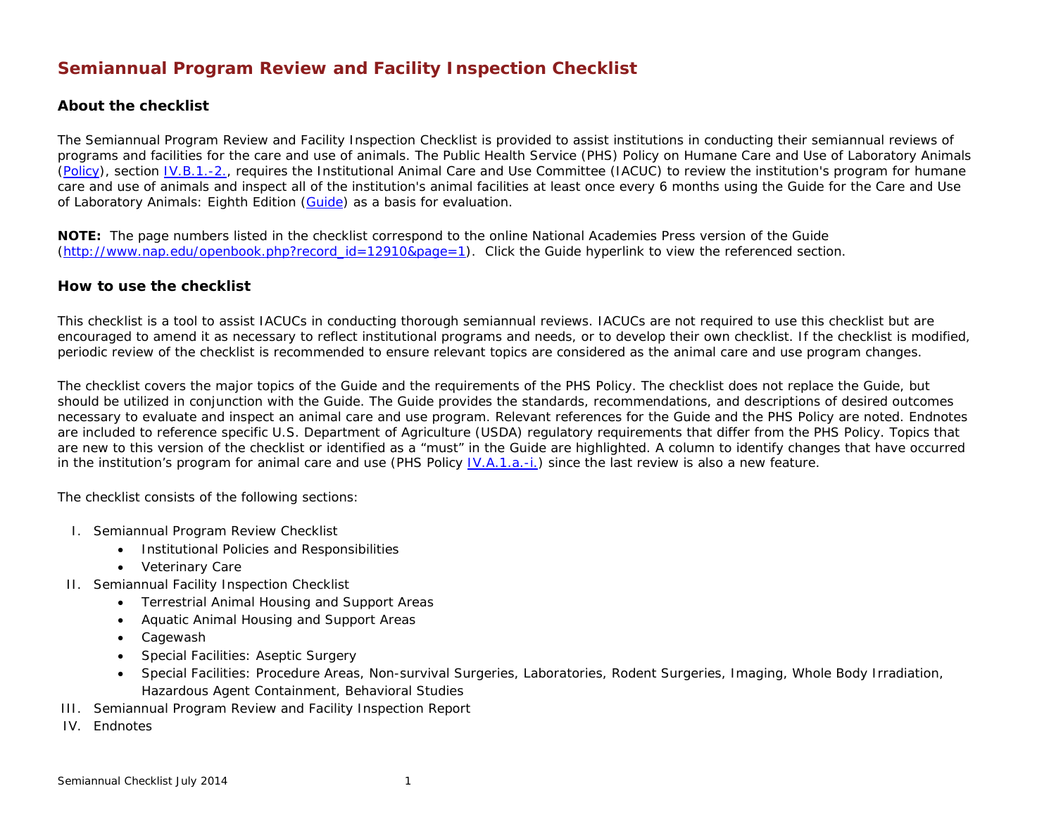# Semiannual Program Review and Facility Inspection Checklist

## About the checklist

The Semiannual Program Review and Facility Inspection Checklist is provided to assist institutions in conducting their semiannual reviews of programs and facilities for the care and use of animals. The Public Health Service (PHS) Policy on Humane Care and Use of Laboratory Animals (Policy), section IV.B.1.-2., requires the Institutional Animal Care and Use Committee (IACUC) to review the institution's program for humane care and use of animals and inspect all of the institution's animal facilities at least once every 6 months using the Guide for the Care and Use of Laboratory Animals: Eighth Edition (Guide) as a basis for evaluation.

**NOTE:** The page numbers listed in the checklist correspond to the online National Academies Press version of the Guide (http://www.nap.edu/openbook.php?record_id=12910&page=1). Click the Guide hyperlink to view the referenced section.

## How to use the checklist

This checklist is a tool to assist IACUCs in conducting thorough semiannual reviews. IACUCs are not required to use this checklist but are encouraged to amend it as necessary to reflect institutional programs and needs, or to develop their own checklist. If the checklist is modified, periodic review of the checklist is recommended to ensure relevant topics are considered as the animal care and use program changes.

The checklist covers the major topics of the Guide and the requirements of the PHS Policy. The checklist does not replace the Guide, but should be utilized in conjunction with the Guide. The Guide provides the standards, recommendations, and descriptions of desired outcomes necessary to evaluate and inspect an animal care and use program. Relevant references for the Guide and the PHS Policy are noted. Endnotes are included to reference specific U.S. Department of Agriculture (USDA) regulatory requirements that differ from the PHS Policy. Topics that are new to this version of the checklist or identified as a “must” in the Guide are highlighted. A column to identify changes that have occurred in the institution’s program for animal care and use (PHS Policy IV.A.1.a.-i.) since the last review is also a new feature.

The checklist consists of the following sections:

I. Semiannual Program Review Checklist
   - Institutional Policies and Responsibilities
   - Veterinary Care

II. Semiannual Facility Inspection Checklist
   - Terrestrial Animal Housing and Support Areas
   - Aquatic Animal Housing and Support Areas
   - Cagewash
   - Special Facilities: Aseptic Surgery
   - Special Facilities: Procedure Areas, Non-survival Surgeries, Laboratories, Rodent Surgeries, Imaging, Whole Body Irradiation, Hazardous Agent Containment, Behavioral Studies

III. Semiannual Program Review and Facility Inspection Report

IV. Endnotes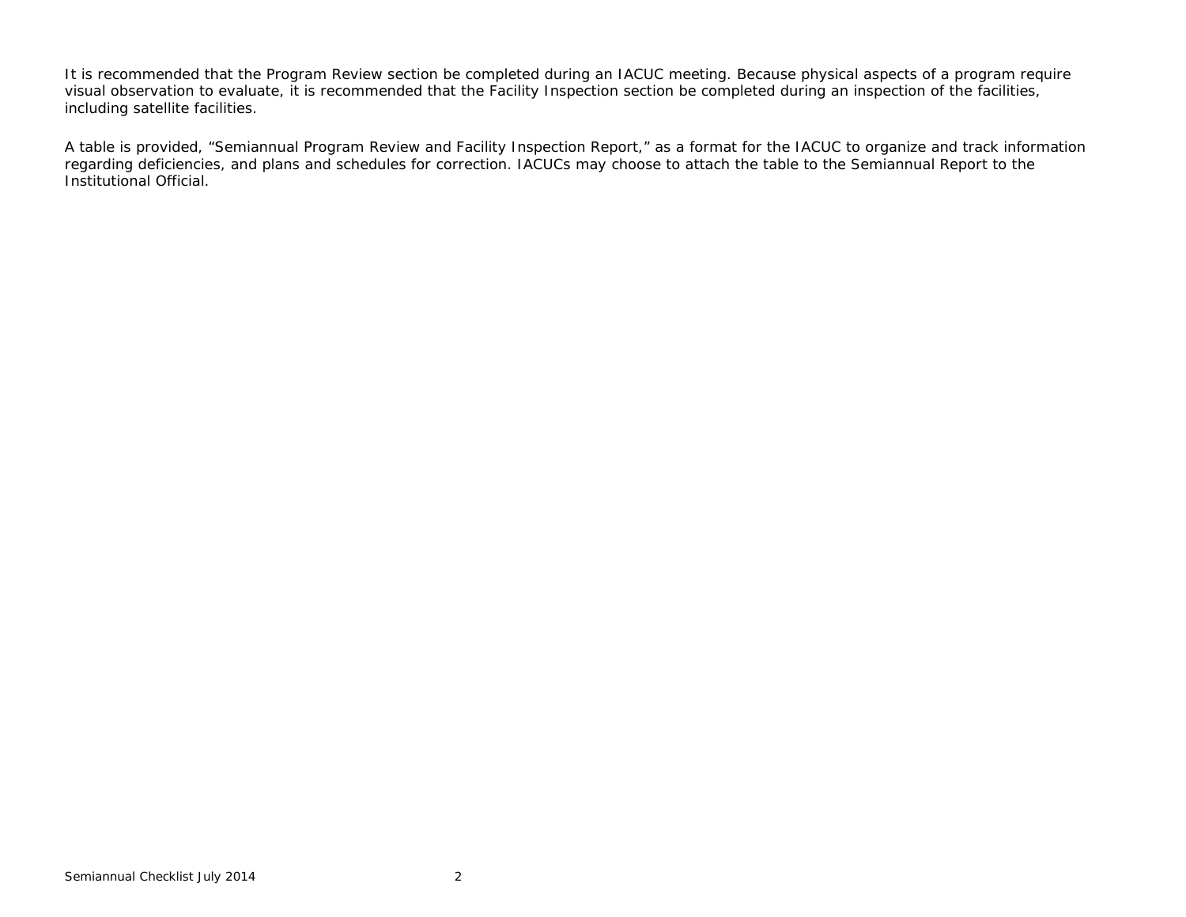It is recommended that the Program Review section be completed during an IACUC meeting. Because physical aspects of a program require visual observation to evaluate, it is recommended that the Facility Inspection section be completed during an inspection of the facilities, including satellite facilities.

A table is provided, “Semiannual Program Review and Facility Inspection Report,” as a format for the IACUC to organize and track information regarding deficiencies, and plans and schedules for correction. IACUCs may choose to attach the table to the Semiannual Report to the Institutional Official.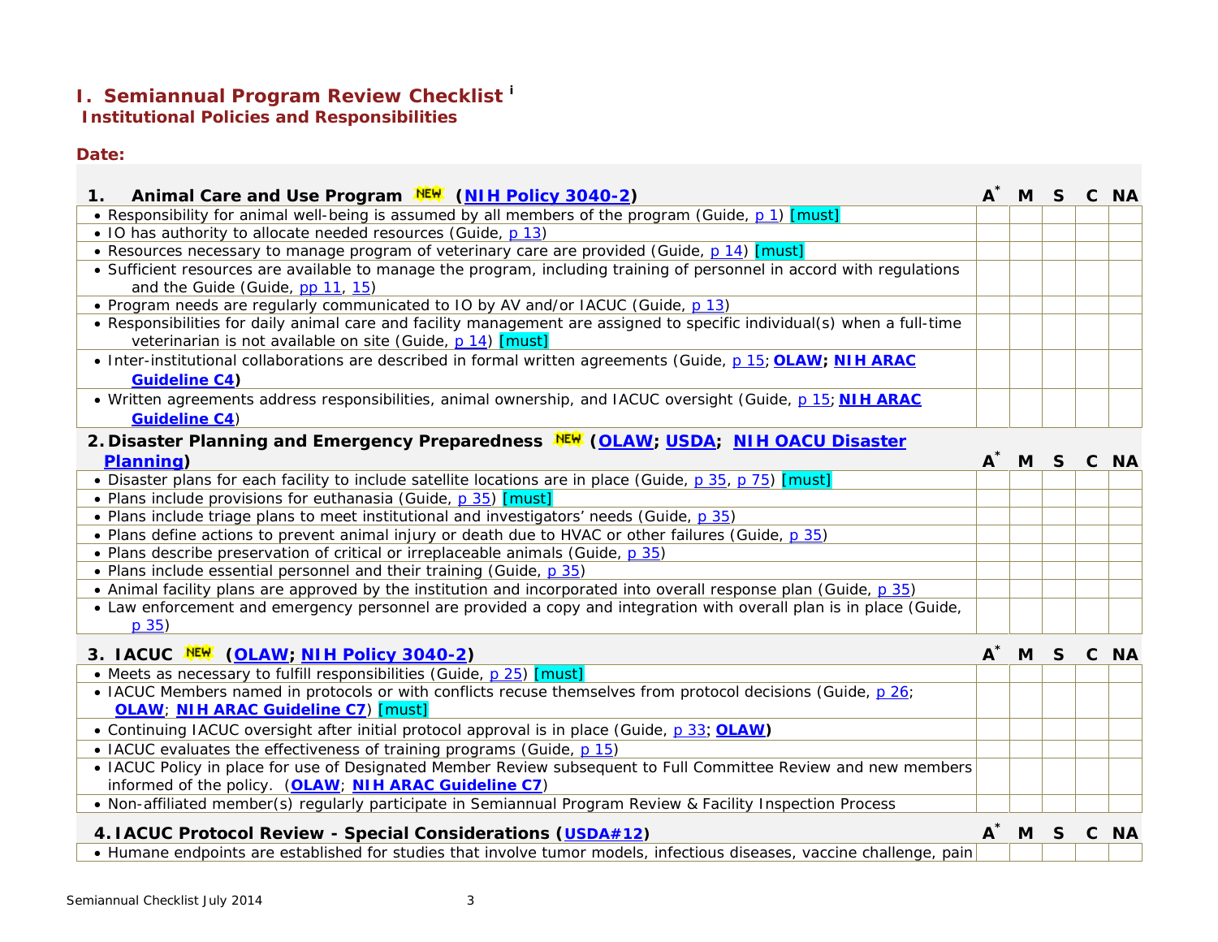# I. Semiannual Program Review Checklist [i]

## Institutional Policies and Responsibilities

**Date:**

| 1. Animal Care and Use Program NEW (NIH Policy 3040-2) | A* | M | S | C | NA |
|---|---|---|---|---|---|
| • Responsibility for animal well-being is assumed by all members of the program (Guide, p 1) [must] | | | | | |
| • IO has authority to allocate needed resources (Guide, p 13) | | | | | |
| • Resources necessary to manage program of veterinary care are provided (Guide, p 14) [must] | | | | | |
| • Sufficient resources are available to manage the program, including training of personnel in accord with regulations and the Guide (Guide, pp 11, 15) | | | | | |
| • Program needs are regularly communicated to IO by AV and/or IACUC (Guide, p 13) | | | | | |
| • Responsibilities for daily animal care and facility management are assigned to specific individual(s) when a full-time veterinarian is not available on site (Guide, p 14) [must] | | | | | |
| • Inter-institutional collaborations are described in formal written agreements (Guide, p 15; **OLAW; NIH ARAC Guideline C4**) | | | | | |
| • Written agreements address responsibilities, animal ownership, and IACUC oversight (Guide, p 15; **NIH ARAC Guideline C4**) | | | | | |

| 2. Disaster Planning and Emergency Preparedness NEW (OLAW; USDA; NIH OACU Disaster Planning) | A* | M | S | C | NA |
|---|---|---|---|---|---|
| • Disaster plans for each facility to include satellite locations are in place (Guide, p 35, p 75) [must] | | | | | |
| • Plans include provisions for euthanasia (Guide, p 35) [must] | | | | | |
| • Plans include triage plans to meet institutional and investigators' needs (Guide, p 35) | | | | | |
| • Plans define actions to prevent animal injury or death due to HVAC or other failures (Guide, p 35) | | | | | |
| • Plans describe preservation of critical or irreplaceable animals (Guide, p 35) | | | | | |
| • Plans include essential personnel and their training (Guide, p 35) | | | | | |
| • Animal facility plans are approved by the institution and incorporated into overall response plan (Guide, p 35) | | | | | |
| • Law enforcement and emergency personnel are provided a copy and integration with overall plan is in place (Guide, p 35) | | | | | |

| 3. IACUC NEW (OLAW; NIH Policy 3040-2) | A* | M | S | C | NA |
|---|---|---|---|---|---|
| • Meets as necessary to fulfill responsibilities (Guide, p 25) [must] | | | | | |
| • IACUC Members named in protocols or with conflicts recuse themselves from protocol decisions (Guide, p 26; **OLAW**; **NIH ARAC Guideline C7**) [must] | | | | | |
| • Continuing IACUC oversight after initial protocol approval is in place (Guide, p 33; **OLAW**) | | | | | |
| • IACUC evaluates the effectiveness of training programs (Guide, p 15) | | | | | |
| • IACUC Policy in place for use of Designated Member Review subsequent to Full Committee Review and new members informed of the policy. (**OLAW**; **NIH ARAC Guideline C7**) | | | | | |
| • Non-affiliated member(s) regularly participate in Semiannual Program Review & Facility Inspection Process | | | | | |

| 4. IACUC Protocol Review - Special Considerations (USDA#12) | A* | M | S | C | NA |
|---|---|---|---|---|---|
| • Humane endpoints are established for studies that involve tumor models, infectious diseases, vaccine challenge, pain | | | | | |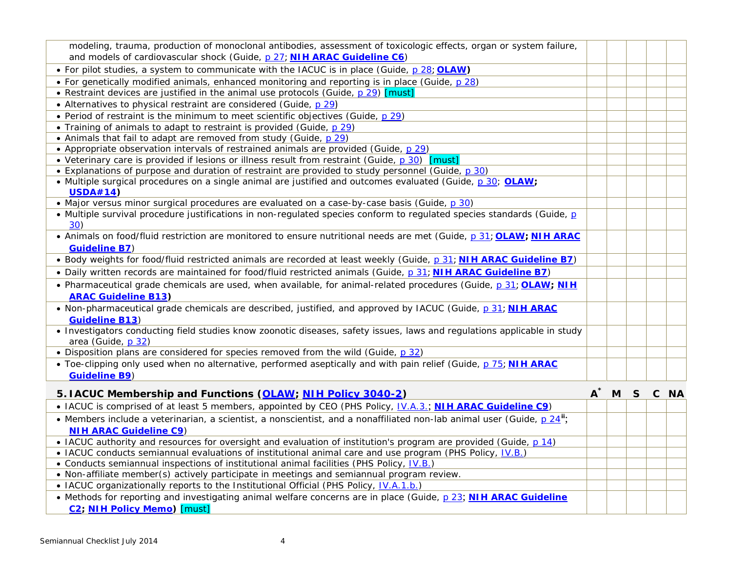| | | | | | |
|---|---|---|---|---|---|
| modeling, trauma, production of monoclonal antibodies, assessment of toxicologic effects, organ or system failure, and models of cardiovascular shock (Guide, p 27; **NIH ARAC Guideline C6**) | | | | | |
| • For pilot studies, a system to communicate with the IACUC is in place (Guide, p 28; **OLAW)** | | | | | |
| • For genetically modified animals, enhanced monitoring and reporting is in place (Guide, p 28) | | | | | |
| • Restraint devices are justified in the animal use protocols (Guide, p 29) [must] | | | | | |
| • Alternatives to physical restraint are considered (Guide, p 29) | | | | | |
| • Period of restraint is the minimum to meet scientific objectives (Guide, p 29) | | | | | |
| • Training of animals to adapt to restraint is provided (Guide, p 29) | | | | | |
| • Animals that fail to adapt are removed from study (Guide, p 29) | | | | | |
| • Appropriate observation intervals of restrained animals are provided (Guide, p 29) | | | | | |
| • Veterinary care is provided if lesions or illness result from restraint (Guide, p 30) [must] | | | | | |
| • Explanations of purpose and duration of restraint are provided to study personnel (Guide, p 30) | | | | | |
| • Multiple surgical procedures on a single animal are justified and outcomes evaluated (Guide, p 30; **OLAW; USDA#14)** | | | | | |
| • Major versus minor surgical procedures are evaluated on a case-by-case basis (Guide, p 30) | | | | | |
| • Multiple survival procedure justifications in non-regulated species conform to regulated species standards (Guide, p 30) | | | | | |
| • Animals on food/fluid restriction are monitored to ensure nutritional needs are met (Guide, p 31; **OLAW; NIH ARAC Guideline B7**) | | | | | |
| • Body weights for food/fluid restricted animals are recorded at least weekly (Guide, p 31; **NIH ARAC Guideline B7**) | | | | | |
| • Daily written records are maintained for food/fluid restricted animals (Guide, p 31; **NIH ARAC Guideline B7**) | | | | | |
| • Pharmaceutical grade chemicals are used, when available, for animal-related procedures (Guide, p 31; **OLAW; NIH ARAC Guideline B13)** | | | | | |
| • Non-pharmaceutical grade chemicals are described, justified, and approved by IACUC (Guide, p 31; **NIH ARAC Guideline B13**) | | | | | |
| • Investigators conducting field studies know zoonotic diseases, safety issues, laws and regulations applicable in study area (Guide, p 32) | | | | | |
| • Disposition plans are considered for species removed from the wild (Guide, p 32) | | | | | |
| • Toe-clipping only used when no alternative, performed aseptically and with pain relief (Guide, p 75; **NIH ARAC Guideline B9**) | | | | | |
| **5. IACUC Membership and Functions (OLAW; NIH Policy 3040-2)** | **A*** | **M** | **S** | **C** | **NA** |
| • IACUC is comprised of at least 5 members, appointed by CEO (PHS Policy, IV.A.3.; **NIH ARAC Guideline C9**) | | | | | |
| • Members include a veterinarian, a scientist, a nonscientist, and a nonaffiliated non-lab animal user (Guide, p 24[ii]; **NIH ARAC Guideline C9**) | | | | | |
| • IACUC authority and resources for oversight and evaluation of institution's program are provided (Guide, p 14) | | | | | |
| • IACUC conducts semiannual evaluations of institutional animal care and use program (PHS Policy, IV.B.) | | | | | |
| • Conducts semiannual inspections of institutional animal facilities (PHS Policy, IV.B.) | | | | | |
| • Non-affiliate member(s) actively participate in meetings and semiannual program review. | | | | | |
| • IACUC organizationally reports to the Institutional Official (PHS Policy, IV.A.1.b.) | | | | | |
| • Methods for reporting and investigating animal welfare concerns are in place (Guide, p 23; **NIH ARAC Guideline C2; NIH Policy Memo)** [must] | | | | | |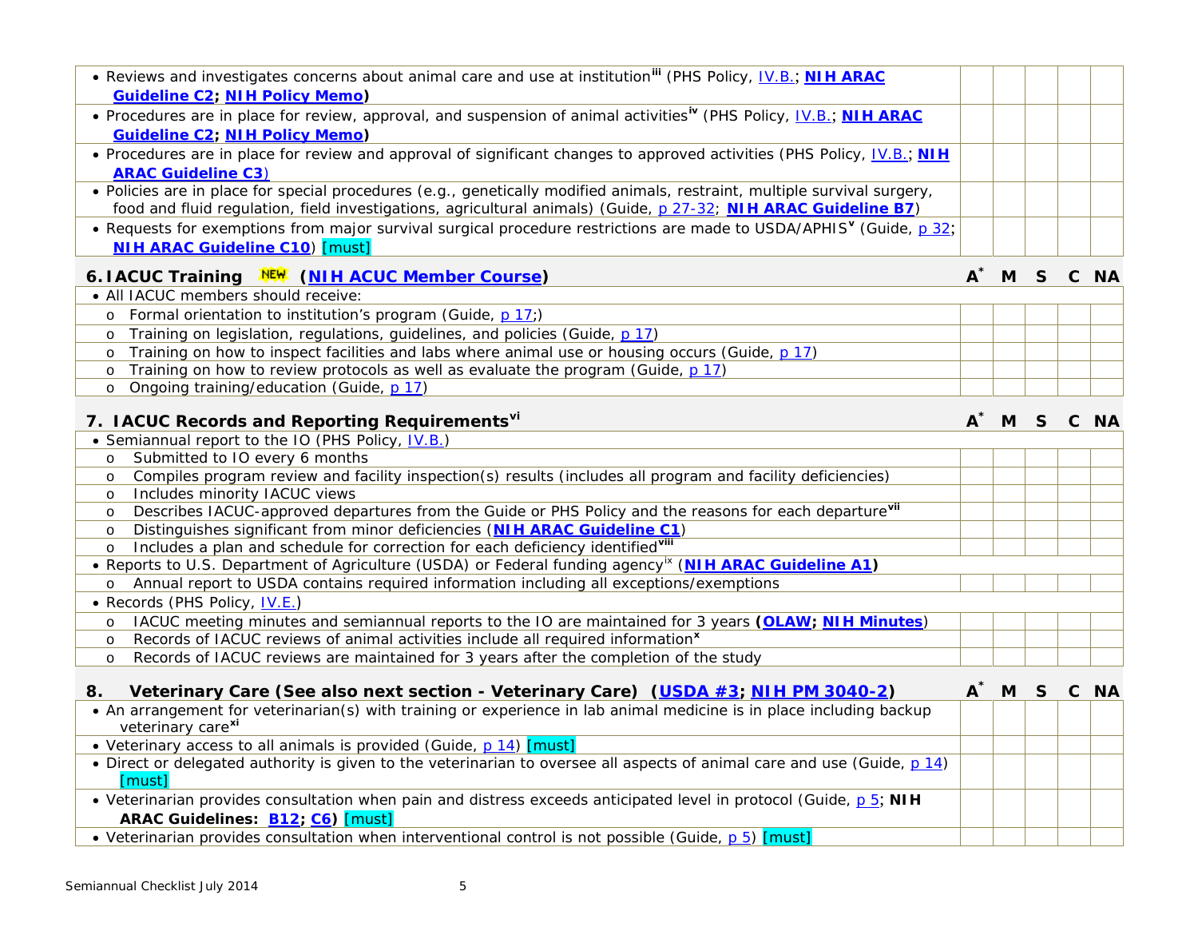| | | | | | |
|---|---|---|---|---|---|
| • Reviews and investigates concerns about animal care and use at institution[iii] (PHS Policy, IV.B.; **NIH ARAC Guideline C2**; **NIH Policy Memo**) | | | | | |
| • Procedures are in place for review, approval, and suspension of animal activities[iv] (PHS Policy, IV.B.; **NIH ARAC Guideline C2**; **NIH Policy Memo**) | | | | | |
| • Procedures are in place for review and approval of significant changes to approved activities (PHS Policy, IV.B.; **NIH ARAC Guideline C3**) | | | | | |
| • Policies are in place for special procedures (e.g., genetically modified animals, restraint, multiple survival surgery, food and fluid regulation, field investigations, agricultural animals) (Guide, p 27-32; **NIH ARAC Guideline B7**) | | | | | |
| • Requests for exemptions from major survival surgical procedure restrictions are made to USDA/APHIS[v] (Guide, p 32; **NIH ARAC Guideline C10**) [must] | | | | | |

| **6. IACUC Training** NEW (**NIH ACUC Member Course**) | **A*** | **M** | **S** | **C** | **NA** |
|---|---|---|---|---|---|
| • All IACUC members should receive: | | | | | |
| o Formal orientation to institution's program (Guide, p 17;) | | | | | |
| o Training on legislation, regulations, guidelines, and policies (Guide, p 17) | | | | | |
| o Training on how to inspect facilities and labs where animal use or housing occurs (Guide, p 17) | | | | | |
| o Training on how to review protocols as well as evaluate the program (Guide, p 17) | | | | | |
| o Ongoing training/education (Guide, p 17) | | | | | |

| **7. IACUC Records and Reporting Requirements[vi]** | **A*** | **M** | **S** | **C** | **NA** |
|---|---|---|---|---|---|
| • Semiannual report to the IO (PHS Policy, IV.B.) | | | | | |
| o Submitted to IO every 6 months | | | | | |
| o Compiles program review and facility inspection(s) results (includes all program and facility deficiencies) | | | | | |
| o Includes minority IACUC views | | | | | |
| o Describes IACUC-approved departures from the Guide or PHS Policy and the reasons for each departure[vii] | | | | | |
| o Distinguishes significant from minor deficiencies (**NIH ARAC Guideline C1**) | | | | | |
| o Includes a plan and schedule for correction for each deficiency identified[viii] | | | | | |
| • Reports to U.S. Department of Agriculture (USDA) or Federal funding agency[ix] (**NIH ARAC Guideline A1**) | | | | | |
| o Annual report to USDA contains required information including all exceptions/exemptions | | | | | |
| • Records (PHS Policy, IV.E.) | | | | | |
| o IACUC meeting minutes and semiannual reports to the IO are maintained for 3 years **(OLAW; NIH Minutes**) | | | | | |
| o Records of IACUC reviews of animal activities include all required information[x] | | | | | |
| o Records of IACUC reviews are maintained for 3 years after the completion of the study | | | | | |

| **8. Veterinary Care (See also next section - Veterinary Care) (USDA #3; NIH PM 3040-2)** | **A*** | **M** | **S** | **C** | **NA** |
|---|---|---|---|---|---|
| • An arrangement for veterinarian(s) with training or experience in lab animal medicine is in place including backup veterinary care[xi] | | | | | |
| • Veterinary access to all animals is provided (Guide, p 14) [must] | | | | | |
| • Direct or delegated authority is given to the veterinarian to oversee all aspects of animal care and use (Guide, p 14) [must] | | | | | |
| • Veterinarian provides consultation when pain and distress exceeds anticipated level in protocol (Guide, p 5; **NIH ARAC Guidelines: B12; C6**) [must] | | | | | |
| • Veterinarian provides consultation when interventional control is not possible (Guide, p 5) [must] | | | | | |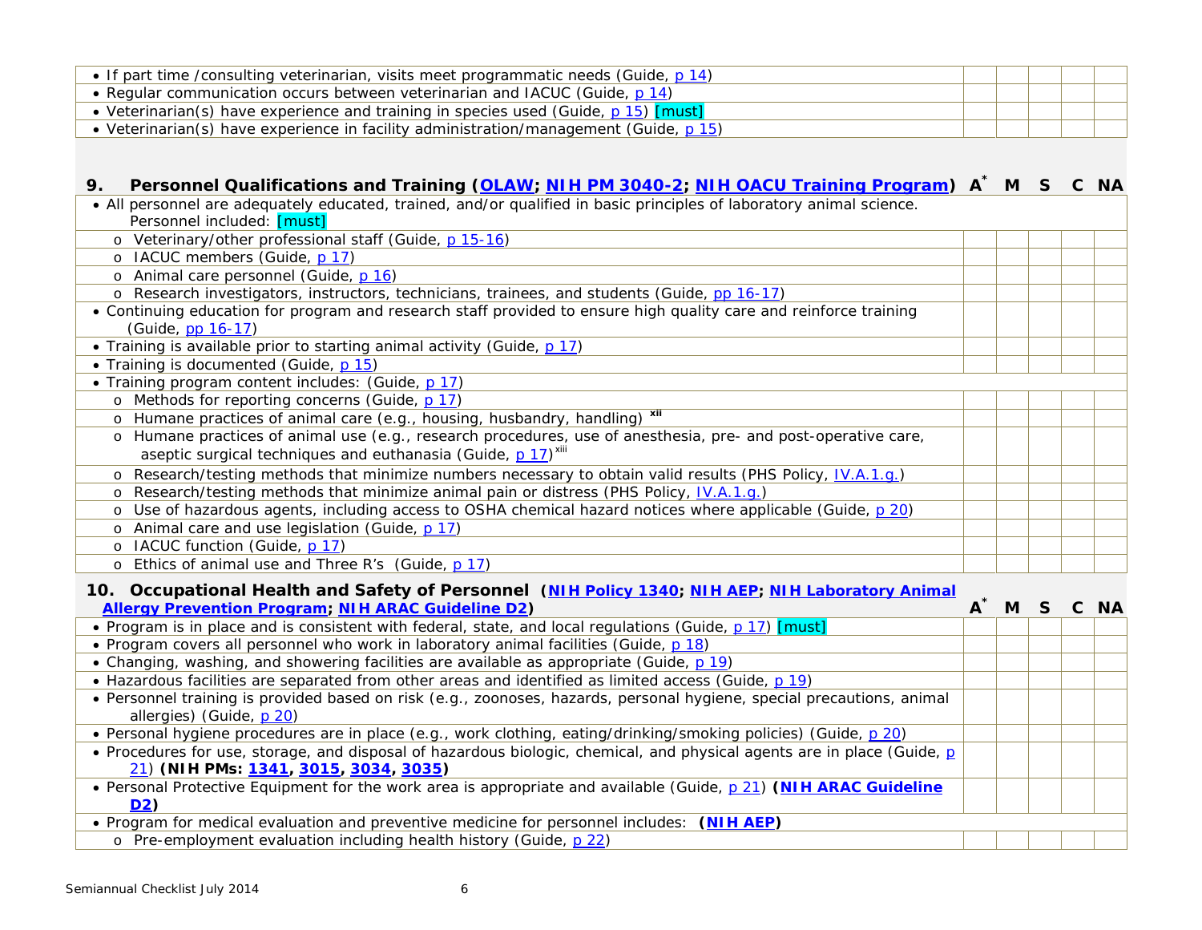| | A | M | S | C | NA |
|---|---|---|---|---|---|
| • If part time /consulting veterinarian, visits meet programmatic needs (Guide, p 14) | | | | | |
| • Regular communication occurs between veterinarian and IACUC (Guide, p 14) | | | | | |
| • Veterinarian(s) have experience and training in species used (Guide, p 15) [must] | | | | | |
| • Veterinarian(s) have experience in facility administration/management (Guide, p 15) | | | | | |

| **9. Personnel Qualifications and Training (OLAW; NIH PM 3040-2; NIH OACU Training Program)** | **A*** | **M** | **S** | **C** | **NA** |
|---|---|---|---|---|---|
| • All personnel are adequately educated, trained, and/or qualified in basic principles of laboratory animal science. Personnel included: [must] | | | | | |
| o Veterinary/other professional staff (Guide, p 15-16) | | | | | |
| o IACUC members (Guide, p 17) | | | | | |
| o Animal care personnel (Guide, p 16) | | | | | |
| o Research investigators, instructors, technicians, trainees, and students (Guide, pp 16-17) | | | | | |
| • Continuing education for program and research staff provided to ensure high quality care and reinforce training (Guide, pp 16-17) | | | | | |
| • Training is available prior to starting animal activity (Guide, p 17) | | | | | |
| • Training is documented (Guide, p 15) | | | | | |
| • Training program content includes: (Guide, p 17) | | | | | |
| o Methods for reporting concerns (Guide, p 17) | | | | | |
| o Humane practices of animal care (e.g., housing, husbandry, handling) [xii] | | | | | |
| o Humane practices of animal use (e.g., research procedures, use of anesthesia, pre- and post-operative care, aseptic surgical techniques and euthanasia (Guide, p 17)[xiii] | | | | | |
| o Research/testing methods that minimize numbers necessary to obtain valid results (PHS Policy, IV.A.1.g.) | | | | | |
| o Research/testing methods that minimize animal pain or distress (PHS Policy, IV.A.1.g.) | | | | | |
| o Use of hazardous agents, including access to OSHA chemical hazard notices where applicable (Guide, p 20) | | | | | |
| o Animal care and use legislation (Guide, p 17) | | | | | |
| o IACUC function (Guide, p 17) | | | | | |
| o Ethics of animal use and Three R's (Guide, p 17) | | | | | |

| **10. Occupational Health and Safety of Personnel (NIH Policy 1340; NIH AEP; NIH Laboratory Animal Allergy Prevention Program; NIH ARAC Guideline D2)** | **A*** | **M** | **S** | **C** | **NA** |
|---|---|---|---|---|---|
| • Program is in place and is consistent with federal, state, and local regulations (Guide, p 17) [must] | | | | | |
| • Program covers all personnel who work in laboratory animal facilities (Guide, p 18) | | | | | |
| • Changing, washing, and showering facilities are available as appropriate (Guide, p 19) | | | | | |
| • Hazardous facilities are separated from other areas and identified as limited access (Guide, p 19) | | | | | |
| • Personnel training is provided based on risk (e.g., zoonoses, hazards, personal hygiene, special precautions, animal allergies) (Guide, p 20) | | | | | |
| • Personal hygiene procedures are in place (e.g., work clothing, eating/drinking/smoking policies) (Guide, p 20) | | | | | |
| • Procedures for use, storage, and disposal of hazardous biologic, chemical, and physical agents are in place (Guide, p 21) **(NIH PMs: 1341, 3015, 3034, 3035)** | | | | | |
| • Personal Protective Equipment for the work area is appropriate and available (Guide, p 21) **(NIH ARAC Guideline D2)** | | | | | |
| • Program for medical evaluation and preventive medicine for personnel includes: **(NIH AEP)** | | | | | |
| o Pre-employment evaluation including health history (Guide, p 22) | | | | | |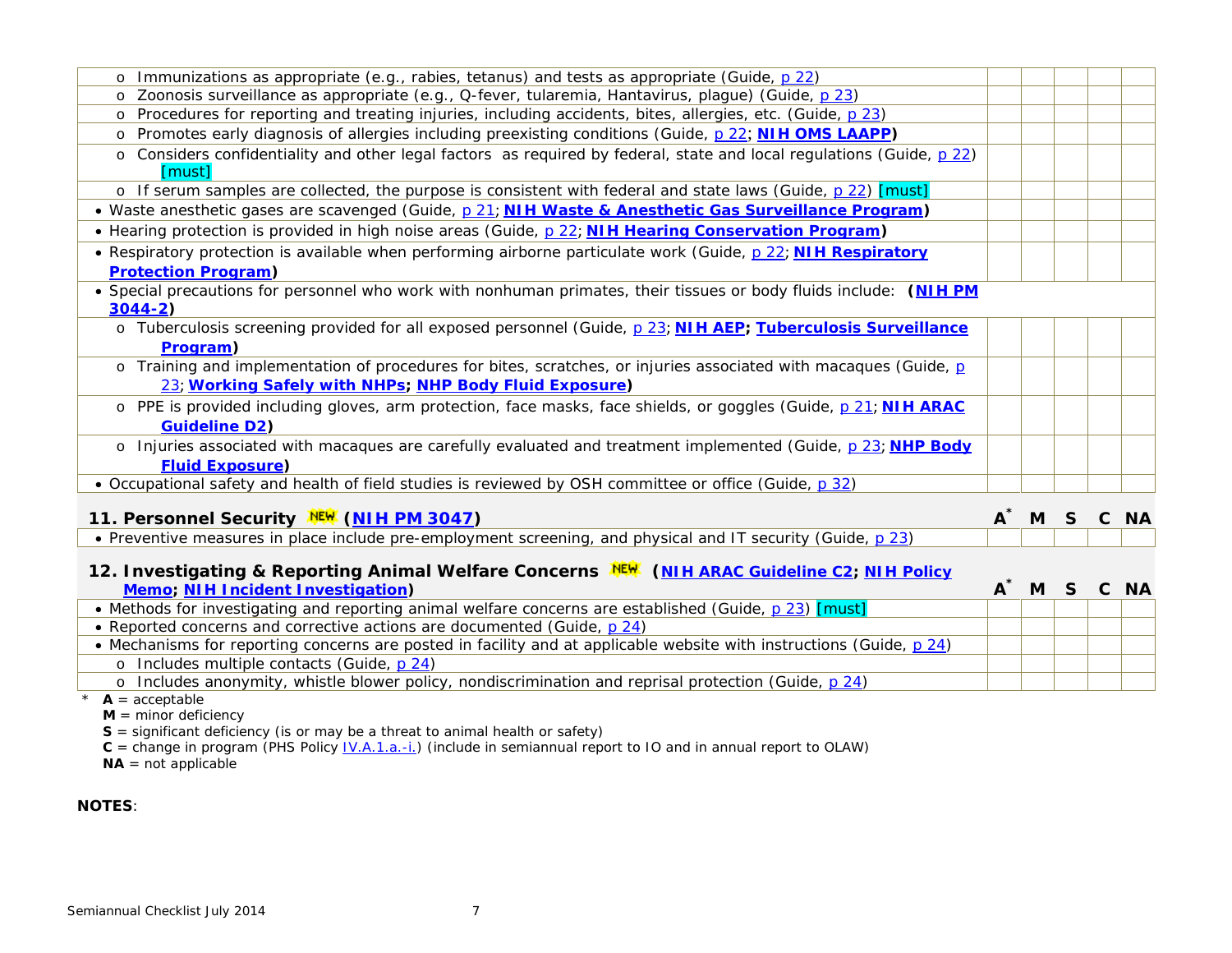| | | | | | |
|---|---|---|---|---|---|
| o Immunizations as appropriate (e.g., rabies, tetanus) and tests as appropriate (Guide, p 22) | | | | | |
| o Zoonosis surveillance as appropriate (e.g., Q-fever, tularemia, Hantavirus, plague) (Guide, p 23) | | | | | |
| o Procedures for reporting and treating injuries, including accidents, bites, allergies, etc. (Guide, p 23) | | | | | |
| o Promotes early diagnosis of allergies including preexisting conditions (Guide, p 22; **NIH OMS LAAPP**) | | | | | |
| o Considers confidentiality and other legal factors as required by federal, state and local regulations (Guide, p 22) [must] | | | | | |
| o If serum samples are collected, the purpose is consistent with federal and state laws (Guide, p 22) [must] | | | | | |
| • Waste anesthetic gases are scavenged (Guide, p 21; **NIH Waste & Anesthetic Gas Surveillance Program**) | | | | | |
| • Hearing protection is provided in high noise areas (Guide, p 22; **NIH Hearing Conservation Program**) | | | | | |
| • Respiratory protection is available when performing airborne particulate work (Guide, p 22; **NIH Respiratory Protection Program**) | | | | | |
| • Special precautions for personnel who work with nonhuman primates, their tissues or body fluids include: **(NIH PM 3044-2)** | | | | | |
| o Tuberculosis screening provided for all exposed personnel (Guide, p 23; **NIH AEP; Tuberculosis Surveillance Program**) | | | | | |
| o Training and implementation of procedures for bites, scratches, or injuries associated with macaques (Guide, p 23; **Working Safely with NHPs; NHP Body Fluid Exposure**) | | | | | |
| o PPE is provided including gloves, arm protection, face masks, face shields, or goggles (Guide, p 21; **NIH ARAC Guideline D2**) | | | | | |
| o Injuries associated with macaques are carefully evaluated and treatment implemented (Guide, p 23; **NHP Body Fluid Exposure**) | | | | | |
| • Occupational safety and health of field studies is reviewed by OSH committee or office (Guide, p 32) | | | | | |

| **11. Personnel Security** NEW (**NIH PM 3047**) | **A*** | **M** | **S** | **C** | **NA** |
|---|---|---|---|---|---|
| • Preventive measures in place include pre-employment screening, and physical and IT security (Guide, p 23) | | | | | |

| **12. Investigating & Reporting Animal Welfare Concerns** NEW (**NIH ARAC Guideline C2; NIH Policy Memo; NIH Incident Investigation**) | **A*** | **M** | **S** | **C** | **NA** |
|---|---|---|---|---|---|
| • Methods for investigating and reporting animal welfare concerns are established (Guide, p 23) [must] | | | | | |
| • Reported concerns and corrective actions are documented (Guide, p 24) | | | | | |
| • Mechanisms for reporting concerns are posted in facility and at applicable website with instructions (Guide, p 24) | | | | | |
| o Includes multiple contacts (Guide, p 24) | | | | | |
| o Includes anonymity, whistle blower policy, nondiscrimination and reprisal protection (Guide, p 24) | | | | | |

\* **A** = acceptable
**M** = minor deficiency
**S** = significant deficiency (is or may be a threat to animal health or safety)
**C** = change in program (PHS Policy IV.A.1.a.-i.) (include in semiannual report to IO and in annual report to OLAW)
**NA** = not applicable

**NOTES**: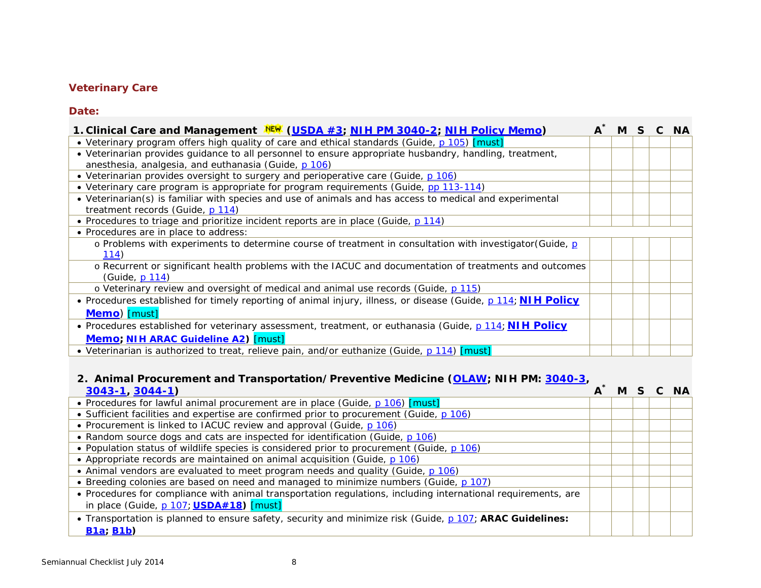## Veterinary Care

**Date:**

| **1. Clinical Care and Management** NEW (**USDA #3**; **NIH PM 3040-2**; **NIH Policy Memo**) | **A*** | **M** | **S** | **C** | **NA** |
|---|---|---|---|---|---|
| • Veterinary program offers high quality of care and ethical standards (Guide, p 105) [must] | | | | | |
| • Veterinarian provides guidance to all personnel to ensure appropriate husbandry, handling, treatment, anesthesia, analgesia, and euthanasia (Guide, p 106) | | | | | |
| • Veterinarian provides oversight to surgery and perioperative care (Guide, p 106) | | | | | |
| • Veterinary care program is appropriate for program requirements (Guide, pp 113-114) | | | | | |
| • Veterinarian(s) is familiar with species and use of animals and has access to medical and experimental treatment records (Guide, p 114) | | | | | |
| • Procedures to triage and prioritize incident reports are in place (Guide, p 114) | | | | | |
| • Procedures are in place to address: | | | | | |
| o Problems with experiments to determine course of treatment in consultation with investigator(Guide, p 114) | | | | | |
| o Recurrent or significant health problems with the IACUC and documentation of treatments and outcomes (Guide, p 114) | | | | | |
| o Veterinary review and oversight of medical and animal use records (Guide, p 115) | | | | | |
| • Procedures established for timely reporting of animal injury, illness, or disease (Guide, p 114; **NIH Policy Memo**) [must] | | | | | |
| • Procedures established for veterinary assessment, treatment, or euthanasia (Guide, p 114; **NIH Policy Memo**; **NIH ARAC Guideline A2**) [must] | | | | | |
| • Veterinarian is authorized to treat, relieve pain, and/or euthanize (Guide, p 114) [must] | | | | | |

| **2. Animal Procurement and Transportation/Preventive Medicine (OLAW; NIH PM: 3040-3, 3043-1, 3044-1)** | **A*** | **M** | **S** | **C** | **NA** |
|---|---|---|---|---|---|
| • Procedures for lawful animal procurement are in place (Guide, p 106) [must] | | | | | |
| • Sufficient facilities and expertise are confirmed prior to procurement (Guide, p 106) | | | | | |
| • Procurement is linked to IACUC review and approval (Guide, p 106) | | | | | |
| • Random source dogs and cats are inspected for identification (Guide, p 106) | | | | | |
| • Population status of wildlife species is considered prior to procurement (Guide, p 106) | | | | | |
| • Appropriate records are maintained on animal acquisition (Guide, p 106) | | | | | |
| • Animal vendors are evaluated to meet program needs and quality (Guide, p 106) | | | | | |
| • Breeding colonies are based on need and managed to minimize numbers (Guide, p 107) | | | | | |
| • Procedures for compliance with animal transportation regulations, including international requirements, are in place (Guide, p 107; **USDA#18**) [must] | | | | | |
| • Transportation is planned to ensure safety, security and minimize risk (Guide, p 107; **ARAC Guidelines: B1a; B1b**) | | | | | |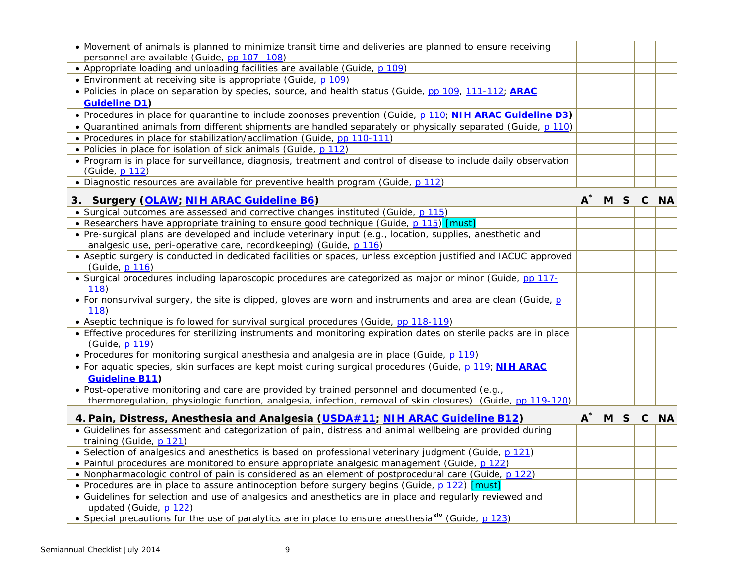| | | | | | |
|---|---|---|---|---|---|
| • Movement of animals is planned to minimize transit time and deliveries are planned to ensure receiving personnel are available (Guide, pp 107- 108) | | | | | |
| • Appropriate loading and unloading facilities are available (Guide, p 109) | | | | | |
| • Environment at receiving site is appropriate (Guide, p 109) | | | | | |
| • Policies in place on separation by species, source, and health status (Guide, pp 109, 111-112; **ARAC Guideline D1**) | | | | | |
| • Procedures in place for quarantine to include zoonoses prevention (Guide, p 110; **NIH ARAC Guideline D3**) | | | | | |
| • Quarantined animals from different shipments are handled separately or physically separated (Guide, p 110) | | | | | |
| • Procedures in place for stabilization/acclimation (Guide, pp 110-111) | | | | | |
| • Policies in place for isolation of sick animals (Guide, p 112) | | | | | |
| • Program is in place for surveillance, diagnosis, treatment and control of disease to include daily observation (Guide, p 112) | | | | | |
| • Diagnostic resources are available for preventive health program (Guide, p 112) | | | | | |

| **3. Surgery (OLAW; NIH ARAC Guideline B6)** | **A*** | **M** | **S** | **C** | **NA** |
|---|---|---|---|---|---|
| • Surgical outcomes are assessed and corrective changes instituted (Guide, p 115) | | | | | |
| • Researchers have appropriate training to ensure good technique (Guide, p 115) [must] | | | | | |
| • Pre-surgical plans are developed and include veterinary input (e.g., location, supplies, anesthetic and analgesic use, peri-operative care, recordkeeping) (Guide, p 116) | | | | | |
| • Aseptic surgery is conducted in dedicated facilities or spaces, unless exception justified and IACUC approved (Guide, p 116) | | | | | |
| • Surgical procedures including laparoscopic procedures are categorized as major or minor (Guide, pp 117-118) | | | | | |
| • For nonsurvival surgery, the site is clipped, gloves are worn and instruments and area are clean (Guide, p 118) | | | | | |
| • Aseptic technique is followed for survival surgical procedures (Guide, pp 118-119) | | | | | |
| • Effective procedures for sterilizing instruments and monitoring expiration dates on sterile packs are in place (Guide, p 119) | | | | | |
| • Procedures for monitoring surgical anesthesia and analgesia are in place (Guide, p 119) | | | | | |
| • For aquatic species, skin surfaces are kept moist during surgical procedures (Guide, p 119; **NIH ARAC Guideline B11**) | | | | | |
| • Post-operative monitoring and care are provided by trained personnel and documented (e.g., thermoregulation, physiologic function, analgesia, infection, removal of skin closures) (Guide, pp 119-120) | | | | | |

| **4. Pain, Distress, Anesthesia and Analgesia (USDA#11; NIH ARAC Guideline B12)** | **A*** | **M** | **S** | **C** | **NA** |
|---|---|---|---|---|---|
| • Guidelines for assessment and categorization of pain, distress and animal wellbeing are provided during training (Guide, p 121) | | | | | |
| • Selection of analgesics and anesthetics is based on professional veterinary judgment (Guide, p 121) | | | | | |
| • Painful procedures are monitored to ensure appropriate analgesic management (Guide, p 122) | | | | | |
| • Nonpharmacologic control of pain is considered as an element of postprocedural care (Guide, p 122) | | | | | |
| • Procedures are in place to assure antinoception before surgery begins (Guide, p 122) [must] | | | | | |
| • Guidelines for selection and use of analgesics and anesthetics are in place and regularly reviewed and updated (Guide, p 122) | | | | | |
| • Special precautions for the use of paralytics are in place to ensure anesthesia[xiv] (Guide, p 123) | | | | | |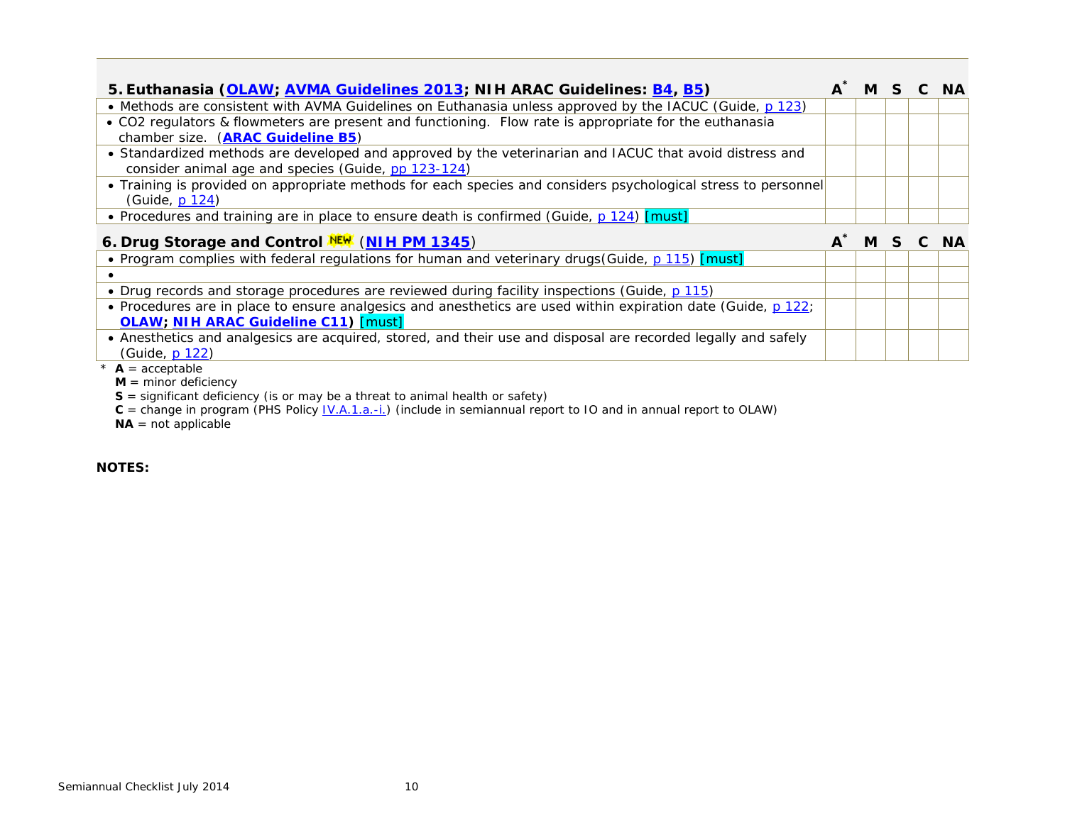| 5. Euthanasia (OLAW; AVMA Guidelines 2013; NIH ARAC Guidelines: B4, B5) | A* | M | S | C | NA |
|---|---|---|---|---|---|
| • Methods are consistent with AVMA Guidelines on Euthanasia unless approved by the IACUC (Guide, p 123) | | | | | |
| • CO2 regulators & flowmeters are present and functioning. Flow rate is appropriate for the euthanasia chamber size. (ARAC Guideline B5) | | | | | |
| • Standardized methods are developed and approved by the veterinarian and IACUC that avoid distress and consider animal age and species (Guide, pp 123-124) | | | | | |
| • Training is provided on appropriate methods for each species and considers psychological stress to personnel (Guide, p 124) | | | | | |
| • Procedures and training are in place to ensure death is confirmed (Guide, p 124) [must] | | | | | |

| 6. Drug Storage and Control NEW (NIH PM 1345) | A* | M | S | C | NA |
|---|---|---|---|---|---|
| • Program complies with federal regulations for human and veterinary drugs(Guide, p 115) [must] | | | | | |
| • | | | | | |
| • Drug records and storage procedures are reviewed during facility inspections (Guide, p 115) | | | | | |
| • Procedures are in place to ensure analgesics and anesthetics are used within expiration date (Guide, p 122; OLAW; NIH ARAC Guideline C11) [must] | | | | | |
| • Anesthetics and analgesics are acquired, stored, and their use and disposal are recorded legally and safely (Guide, p 122) | | | | | |

\* **A** = acceptable
**M** = minor deficiency
**S** = significant deficiency (is or may be a threat to animal health or safety)
**C** = change in program (PHS Policy IV.A.1.a.-i.) (include in semiannual report to IO and in annual report to OLAW)
**NA** = not applicable

**NOTES:**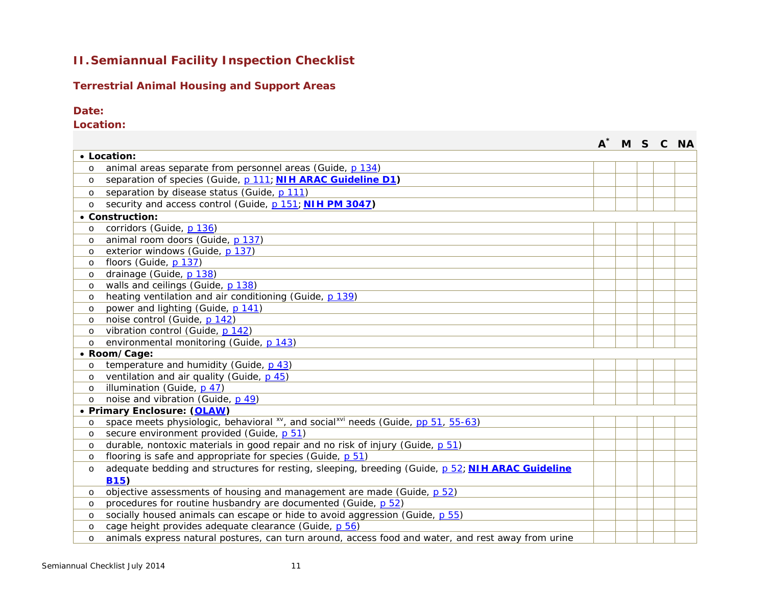## II. Semiannual Facility Inspection Checklist

### Terrestrial Animal Housing and Support Areas

**Date:**

**Location:**

| | A* | M | S | C | NA |
|---|---|---|---|---|---|
| • **Location:** | | | | | |
| o animal areas separate from personnel areas (Guide, p 134) | | | | | |
| o separation of species (Guide, p 111; **NIH ARAC Guideline D1**) | | | | | |
| o separation by disease status (Guide, p 111) | | | | | |
| o security and access control (Guide, p 151; **NIH PM 3047**) | | | | | |
| • **Construction:** | | | | | |
| o corridors (Guide, p 136) | | | | | |
| o animal room doors (Guide, p 137) | | | | | |
| o exterior windows (Guide, p 137) | | | | | |
| o floors (Guide, p 137) | | | | | |
| o drainage (Guide, p 138) | | | | | |
| o walls and ceilings (Guide, p 138) | | | | | |
| o heating ventilation and air conditioning (Guide, p 139) | | | | | |
| o power and lighting (Guide, p 141) | | | | | |
| o noise control (Guide, p 142) | | | | | |
| o vibration control (Guide, p 142) | | | | | |
| o environmental monitoring (Guide, p 143) | | | | | |
| • **Room/Cage:** | | | | | |
| o temperature and humidity (Guide, p 43) | | | | | |
| o ventilation and air quality (Guide, p 45) | | | | | |
| o illumination (Guide, p 47) | | | | | |
| o noise and vibration (Guide, p 49) | | | | | |
| • **Primary Enclosure: (OLAW)** | | | | | |
| o space meets physiologic, behavioral [xv], and social[xvi] needs (Guide, pp 51, 55-63) | | | | | |
| o secure environment provided (Guide, p 51) | | | | | |
| o durable, nontoxic materials in good repair and no risk of injury (Guide, p 51) | | | | | |
| o flooring is safe and appropriate for species (Guide, p 51) | | | | | |
| o adequate bedding and structures for resting, sleeping, breeding (Guide, p 52; **NIH ARAC Guideline B15**) | | | | | |
| o objective assessments of housing and management are made (Guide, p 52) | | | | | |
| o procedures for routine husbandry are documented (Guide, p 52) | | | | | |
| o socially housed animals can escape or hide to avoid aggression (Guide, p 55) | | | | | |
| o cage height provides adequate clearance (Guide, p 56) | | | | | |
| o animals express natural postures, can turn around, access food and water, and rest away from urine | | | | | |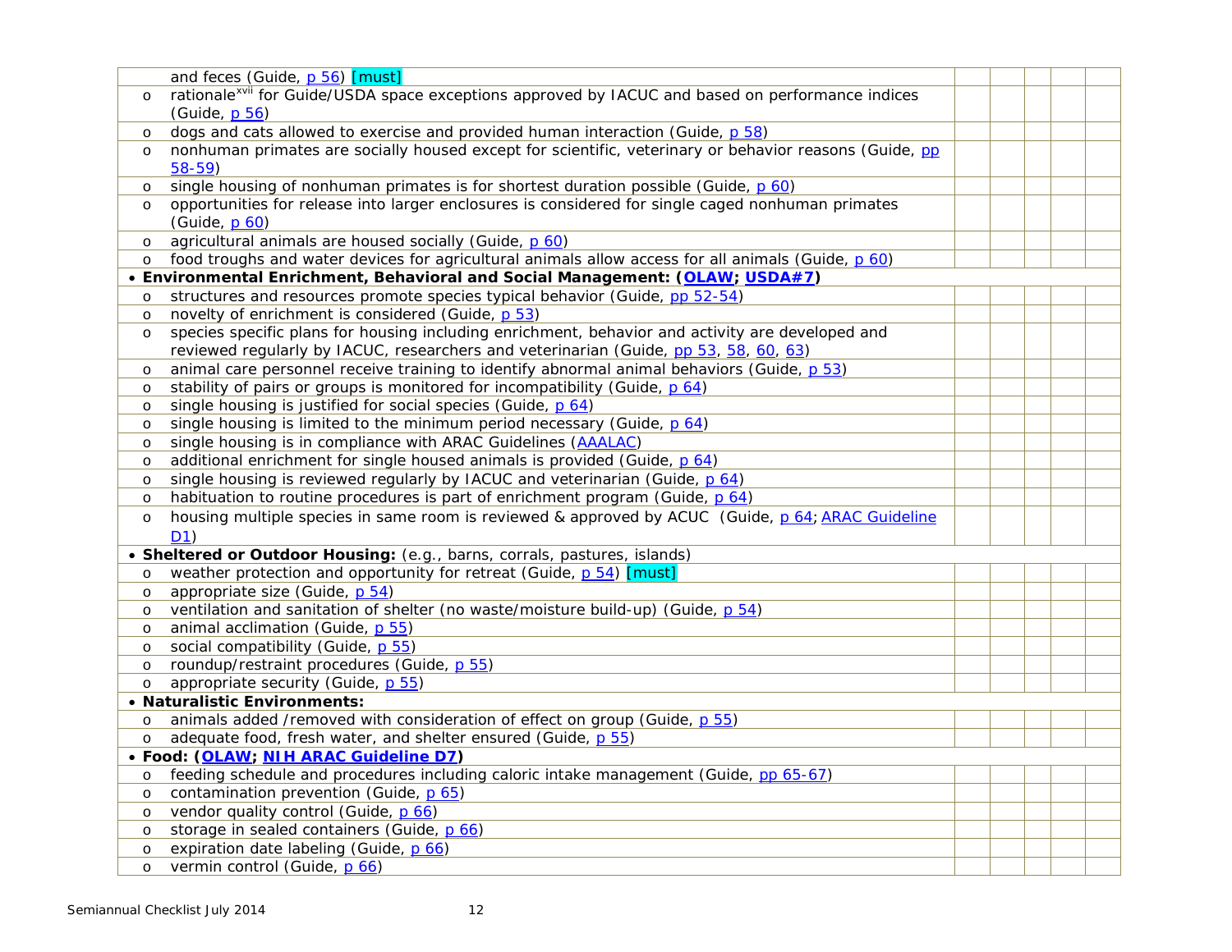| | | | | | |
|---|---|---|---|---|---|
| and feces (Guide, p 56) [must] | | | | | |
| o rationale[xvii] for Guide/USDA space exceptions approved by IACUC and based on performance indices (Guide, p 56) | | | | | |
| o dogs and cats allowed to exercise and provided human interaction (Guide, p 58) | | | | | |
| o nonhuman primates are socially housed except for scientific, veterinary or behavior reasons (Guide, pp 58-59) | | | | | |
| o single housing of nonhuman primates is for shortest duration possible (Guide, p 60) | | | | | |
| o opportunities for release into larger enclosures is considered for single caged nonhuman primates (Guide, p 60) | | | | | |
| o agricultural animals are housed socially (Guide, p 60) | | | | | |
| o food troughs and water devices for agricultural animals allow access for all animals (Guide, p 60) | | | | | |
| • **Environmental Enrichment, Behavioral and Social Management: (OLAW; USDA#7)** | | | | | |
| o structures and resources promote species typical behavior (Guide, pp 52-54) | | | | | |
| o novelty of enrichment is considered (Guide, p 53) | | | | | |
| o species specific plans for housing including enrichment, behavior and activity are developed and reviewed regularly by IACUC, researchers and veterinarian (Guide, pp 53, 58, 60, 63) | | | | | |
| o animal care personnel receive training to identify abnormal animal behaviors (Guide, p 53) | | | | | |
| o stability of pairs or groups is monitored for incompatibility (Guide, p 64) | | | | | |
| o single housing is justified for social species (Guide, p 64) | | | | | |
| o single housing is limited to the minimum period necessary (Guide, p 64) | | | | | |
| o single housing is in compliance with ARAC Guidelines (AAALAC) | | | | | |
| o additional enrichment for single housed animals is provided (Guide, p 64) | | | | | |
| o single housing is reviewed regularly by IACUC and veterinarian (Guide, p 64) | | | | | |
| o habituation to routine procedures is part of enrichment program (Guide, p 64) | | | | | |
| o housing multiple species in same room is reviewed & approved by ACUC (Guide, p 64; ARAC Guideline D1) | | | | | |
| • **Sheltered or Outdoor Housing:** (e.g., barns, corrals, pastures, islands) | | | | | |
| o weather protection and opportunity for retreat (Guide, p 54) [must] | | | | | |
| o appropriate size (Guide, p 54) | | | | | |
| o ventilation and sanitation of shelter (no waste/moisture build-up) (Guide, p 54) | | | | | |
| o animal acclimation (Guide, p 55) | | | | | |
| o social compatibility (Guide, p 55) | | | | | |
| o roundup/restraint procedures (Guide, p 55) | | | | | |
| o appropriate security (Guide, p 55) | | | | | |
| • **Naturalistic Environments:** | | | | | |
| o animals added /removed with consideration of effect on group (Guide, p 55) | | | | | |
| o adequate food, fresh water, and shelter ensured (Guide, p 55) | | | | | |
| • **Food: (OLAW; NIH ARAC Guideline D7)** | | | | | |
| o feeding schedule and procedures including caloric intake management (Guide, pp 65-67) | | | | | |
| o contamination prevention (Guide, p 65) | | | | | |
| o vendor quality control (Guide, p 66) | | | | | |
| o storage in sealed containers (Guide, p 66) | | | | | |
| o expiration date labeling (Guide, p 66) | | | | | |
| o vermin control (Guide, p 66) | | | | | |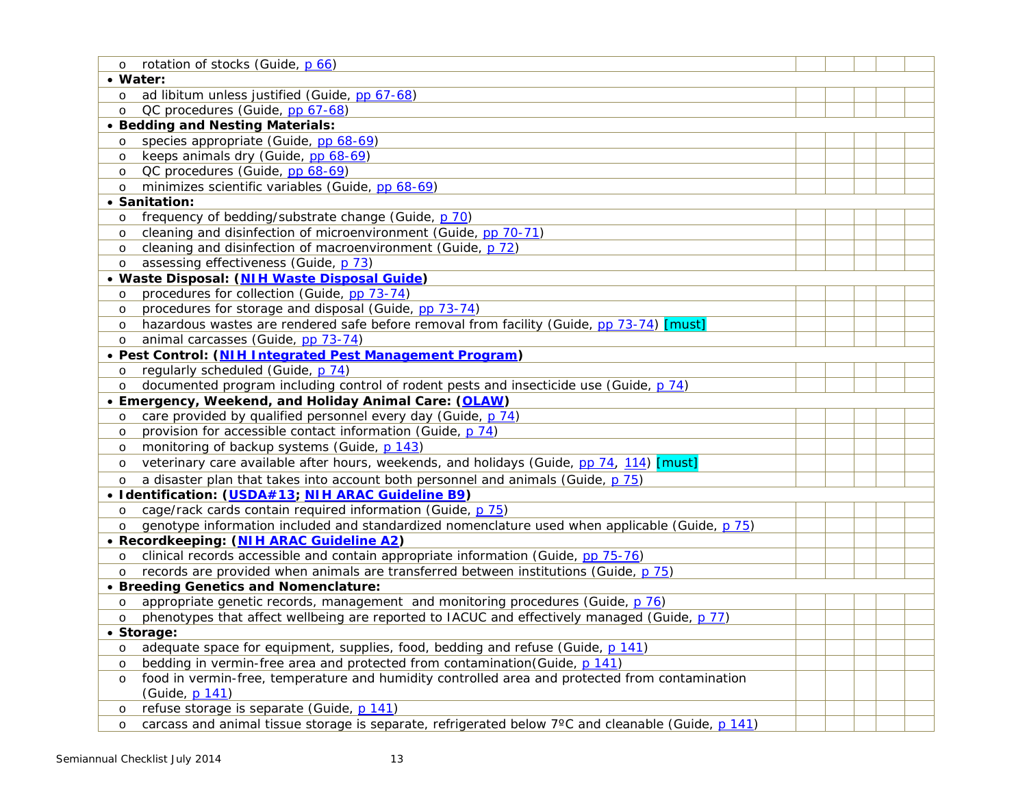| | | | | | |
|---|---|---|---|---|---|
| o rotation of stocks (Guide, p 66) | | | | | |
| • **Water:** | | | | | |
| o ad libitum unless justified (Guide, pp 67-68) | | | | | |
| o QC procedures (Guide, pp 67-68) | | | | | |
| • **Bedding and Nesting Materials:** | | | | | |
| o species appropriate (Guide, pp 68-69) | | | | | |
| o keeps animals dry (Guide, pp 68-69) | | | | | |
| o QC procedures (Guide, pp 68-69) | | | | | |
| o minimizes scientific variables (Guide, pp 68-69) | | | | | |
| • **Sanitation:** | | | | | |
| o frequency of bedding/substrate change (Guide, p 70) | | | | | |
| o cleaning and disinfection of microenvironment (Guide, pp 70-71) | | | | | |
| o cleaning and disinfection of macroenvironment (Guide, p 72) | | | | | |
| o assessing effectiveness (Guide, p 73) | | | | | |
| • **Waste Disposal: (NIH Waste Disposal Guide)** | | | | | |
| o procedures for collection (Guide, pp 73-74) | | | | | |
| o procedures for storage and disposal (Guide, pp 73-74) | | | | | |
| o hazardous wastes are rendered safe before removal from facility (Guide, pp 73-74) [must] | | | | | |
| o animal carcasses (Guide, pp 73-74) | | | | | |
| • **Pest Control: (NIH Integrated Pest Management Program)** | | | | | |
| o regularly scheduled (Guide, p 74) | | | | | |
| o documented program including control of rodent pests and insecticide use (Guide, p 74) | | | | | |
| • **Emergency, Weekend, and Holiday Animal Care: (OLAW)** | | | | | |
| o care provided by qualified personnel every day (Guide, p 74) | | | | | |
| o provision for accessible contact information (Guide, p 74) | | | | | |
| o monitoring of backup systems (Guide, p 143) | | | | | |
| o veterinary care available after hours, weekends, and holidays (Guide, pp 74, 114) [must] | | | | | |
| o a disaster plan that takes into account both personnel and animals (Guide, p 75) | | | | | |
| • **Identification: (USDA#13; NIH ARAC Guideline B9)** | | | | | |
| o cage/rack cards contain required information (Guide, p 75) | | | | | |
| o genotype information included and standardized nomenclature used when applicable (Guide, p 75) | | | | | |
| • **Recordkeeping: (NIH ARAC Guideline A2)** | | | | | |
| o clinical records accessible and contain appropriate information (Guide, pp 75-76) | | | | | |
| o records are provided when animals are transferred between institutions (Guide, p 75) | | | | | |
| • **Breeding Genetics and Nomenclature:** | | | | | |
| o appropriate genetic records, management and monitoring procedures (Guide, p 76) | | | | | |
| o phenotypes that affect wellbeing are reported to IACUC and effectively managed (Guide, p 77) | | | | | |
| • **Storage:** | | | | | |
| o adequate space for equipment, supplies, food, bedding and refuse (Guide, p 141) | | | | | |
| o bedding in vermin-free area and protected from contamination(Guide, p 141) | | | | | |
| o food in vermin-free, temperature and humidity controlled area and protected from contamination (Guide, p 141) | | | | | |
| o refuse storage is separate (Guide, p 141) | | | | | |
| o carcass and animal tissue storage is separate, refrigerated below 7ºC and cleanable (Guide, p 141) | | | | | |

Semiannual Checklist July 2014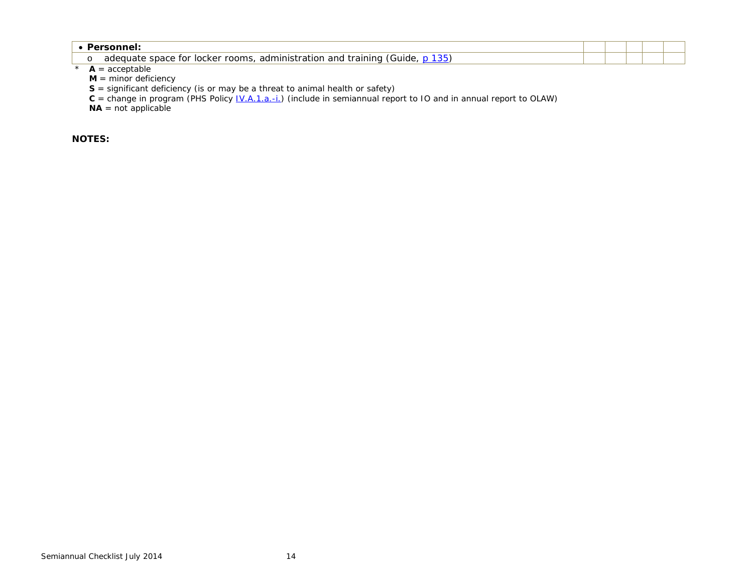| | | | | | |
|---|---|---|---|---|---|
| • **Personnel:** | | | | | |
| o adequate space for locker rooms, administration and training (Guide, p 135) | | | | | |

\* **A** = acceptable
**M** = minor deficiency
**S** = significant deficiency (is or may be a threat to animal health or safety)
**C** = change in program (PHS Policy IV.A.1.a.-i.) (include in semiannual report to IO and in annual report to OLAW)
**NA** = not applicable

**NOTES:**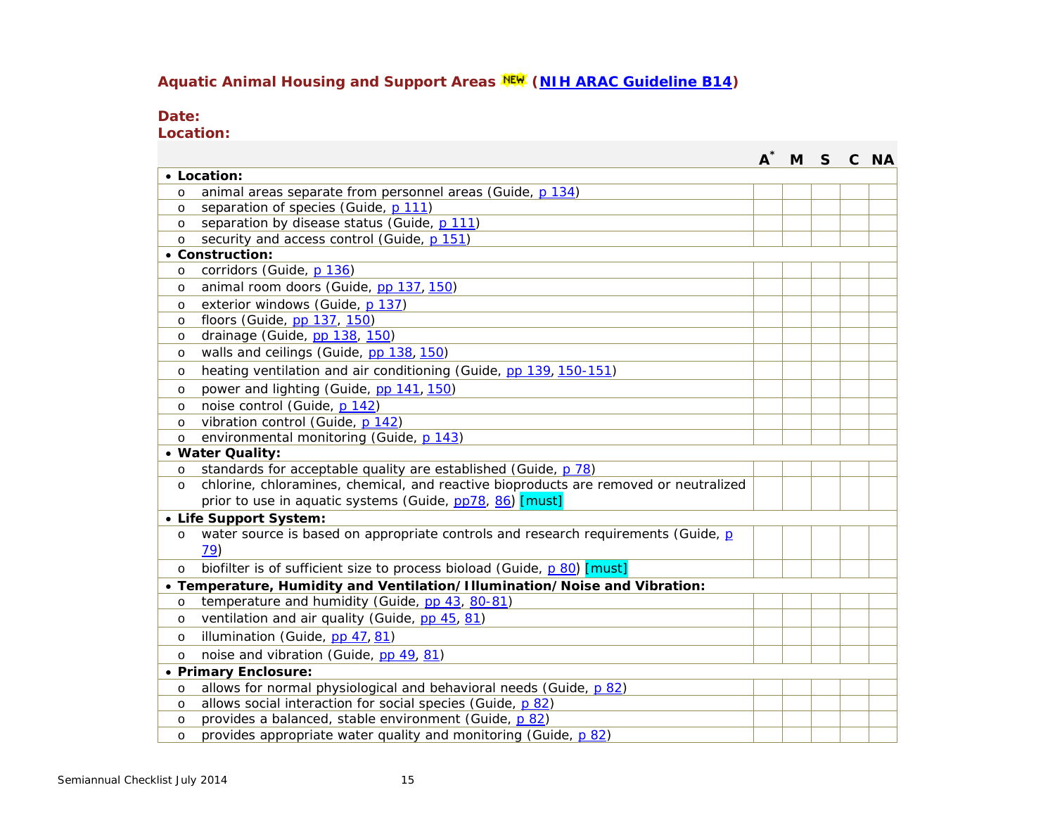## Aquatic Animal Housing and Support Areas NEW (NIH ARAC Guideline B14)

**Date:**
**Location:**

| | A* | M | S | C | NA |
|---|---|---|---|---|---|
| • **Location:** | | | | | |
| o animal areas separate from personnel areas (Guide, p 134) | | | | | |
| o separation of species (Guide, p 111) | | | | | |
| o separation by disease status (Guide, p 111) | | | | | |
| o security and access control (Guide, p 151) | | | | | |
| • **Construction:** | | | | | |
| o corridors (Guide, p 136) | | | | | |
| o animal room doors (Guide, pp 137, 150) | | | | | |
| o exterior windows (Guide, p 137) | | | | | |
| o floors (Guide, pp 137, 150) | | | | | |
| o drainage (Guide, pp 138, 150) | | | | | |
| o walls and ceilings (Guide, pp 138, 150) | | | | | |
| o heating ventilation and air conditioning (Guide, pp 139, 150-151) | | | | | |
| o power and lighting (Guide, pp 141, 150) | | | | | |
| o noise control (Guide, p 142) | | | | | |
| o vibration control (Guide, p 142) | | | | | |
| o environmental monitoring (Guide, p 143) | | | | | |
| • **Water Quality:** | | | | | |
| o standards for acceptable quality are established (Guide, p 78) | | | | | |
| o chlorine, chloramines, chemical, and reactive bioproducts are removed or neutralized prior to use in aquatic systems (Guide, pp78, 86) [must] | | | | | |
| • **Life Support System:** | | | | | |
| o water source is based on appropriate controls and research requirements (Guide, p 79) | | | | | |
| o biofilter is of sufficient size to process bioload (Guide, p 80) [must] | | | | | |
| • **Temperature, Humidity and Ventilation/Illumination/Noise and Vibration:** | | | | | |
| o temperature and humidity (Guide, pp 43, 80-81) | | | | | |
| o ventilation and air quality (Guide, pp 45, 81) | | | | | |
| o illumination (Guide, pp 47, 81) | | | | | |
| o noise and vibration (Guide, pp 49, 81) | | | | | |
| • **Primary Enclosure:** | | | | | |
| o allows for normal physiological and behavioral needs (Guide, p 82) | | | | | |
| o allows social interaction for social species (Guide, p 82) | | | | | |
| o provides a balanced, stable environment (Guide, p 82) | | | | | |
| o provides appropriate water quality and monitoring (Guide, p 82) | | | | | |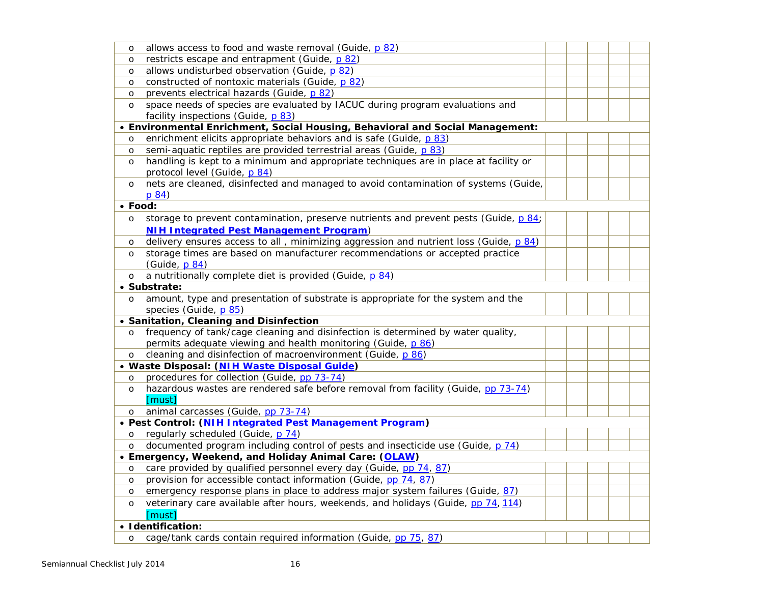| | | | | | |
|---|---|---|---|---|---|
| o allows access to food and waste removal (Guide, p 82) | | | | | |
| o restricts escape and entrapment (Guide, p 82) | | | | | |
| o allows undisturbed observation (Guide, p 82) | | | | | |
| o constructed of nontoxic materials (Guide, p 82) | | | | | |
| o prevents electrical hazards (Guide, p 82) | | | | | |
| o space needs of species are evaluated by IACUC during program evaluations and facility inspections (Guide, p 83) | | | | | |
| • **Environmental Enrichment, Social Housing, Behavioral and Social Management:** | | | | | |
| o enrichment elicits appropriate behaviors and is safe (Guide, p 83) | | | | | |
| o semi-aquatic reptiles are provided terrestrial areas (Guide, p 83) | | | | | |
| o handling is kept to a minimum and appropriate techniques are in place at facility or protocol level (Guide, p 84) | | | | | |
| o nets are cleaned, disinfected and managed to avoid contamination of systems (Guide, p 84) | | | | | |
| • **Food:** | | | | | |
| o storage to prevent contamination, preserve nutrients and prevent pests (Guide, p 84; **NIH Integrated Pest Management Program**) | | | | | |
| o delivery ensures access to all , minimizing aggression and nutrient loss (Guide, p 84) | | | | | |
| o storage times are based on manufacturer recommendations or accepted practice (Guide, p 84) | | | | | |
| o a nutritionally complete diet is provided (Guide, p 84) | | | | | |
| • **Substrate:** | | | | | |
| o amount, type and presentation of substrate is appropriate for the system and the species (Guide, p 85) | | | | | |
| • **Sanitation, Cleaning and Disinfection** | | | | | |
| o frequency of tank/cage cleaning and disinfection is determined by water quality, permits adequate viewing and health monitoring (Guide, p 86) | | | | | |
| o cleaning and disinfection of macroenvironment (Guide, p 86) | | | | | |
| • **Waste Disposal: (NIH Waste Disposal Guide)** | | | | | |
| o procedures for collection (Guide, pp 73-74) | | | | | |
| o hazardous wastes are rendered safe before removal from facility (Guide, pp 73-74) [must] | | | | | |
| o animal carcasses (Guide, pp 73-74) | | | | | |
| • **Pest Control: (NIH Integrated Pest Management Program)** | | | | | |
| o regularly scheduled (Guide, p 74) | | | | | |
| o documented program including control of pests and insecticide use (Guide, p 74) | | | | | |
| • **Emergency, Weekend, and Holiday Animal Care: (OLAW)** | | | | | |
| o care provided by qualified personnel every day (Guide, pp 74, 87) | | | | | |
| o provision for accessible contact information (Guide, pp 74, 87) | | | | | |
| o emergency response plans in place to address major system failures (Guide, 87) | | | | | |
| o veterinary care available after hours, weekends, and holidays (Guide, pp 74, 114) [must] | | | | | |
| • **Identification:** | | | | | |
| o cage/tank cards contain required information (Guide, pp 75, 87) | | | | | |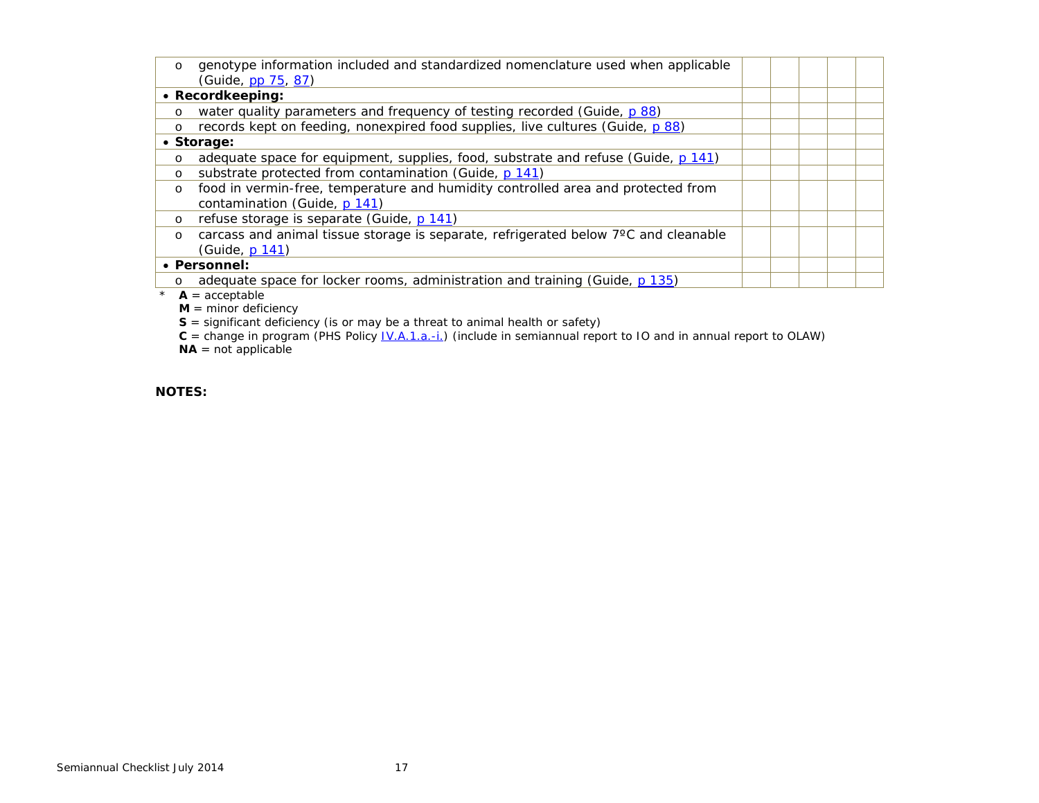| | | | | | |
|---|---|---|---|---|---|
| o genotype information included and standardized nomenclature used when applicable (Guide, pp 75, 87) | | | | | |
| • **Recordkeeping:** | | | | | |
| o water quality parameters and frequency of testing recorded (Guide, p 88) | | | | | |
| o records kept on feeding, nonexpired food supplies, live cultures (Guide, p 88) | | | | | |
| • **Storage:** | | | | | |
| o adequate space for equipment, supplies, food, substrate and refuse (Guide, p 141) | | | | | |
| o substrate protected from contamination (Guide, p 141) | | | | | |
| o food in vermin-free, temperature and humidity controlled area and protected from contamination (Guide, p 141) | | | | | |
| o refuse storage is separate (Guide, p 141) | | | | | |
| o carcass and animal tissue storage is separate, refrigerated below 7ºC and cleanable (Guide, p 141) | | | | | |
| • **Personnel:** | | | | | |
| o adequate space for locker rooms, administration and training (Guide, p 135) | | | | | |

\* **A** = acceptable
**M** = minor deficiency
**S** = significant deficiency (is or may be a threat to animal health or safety)
**C** = change in program (PHS Policy IV.A.1.a.-i.) (include in semiannual report to IO and in annual report to OLAW)
**NA** = not applicable

**NOTES:**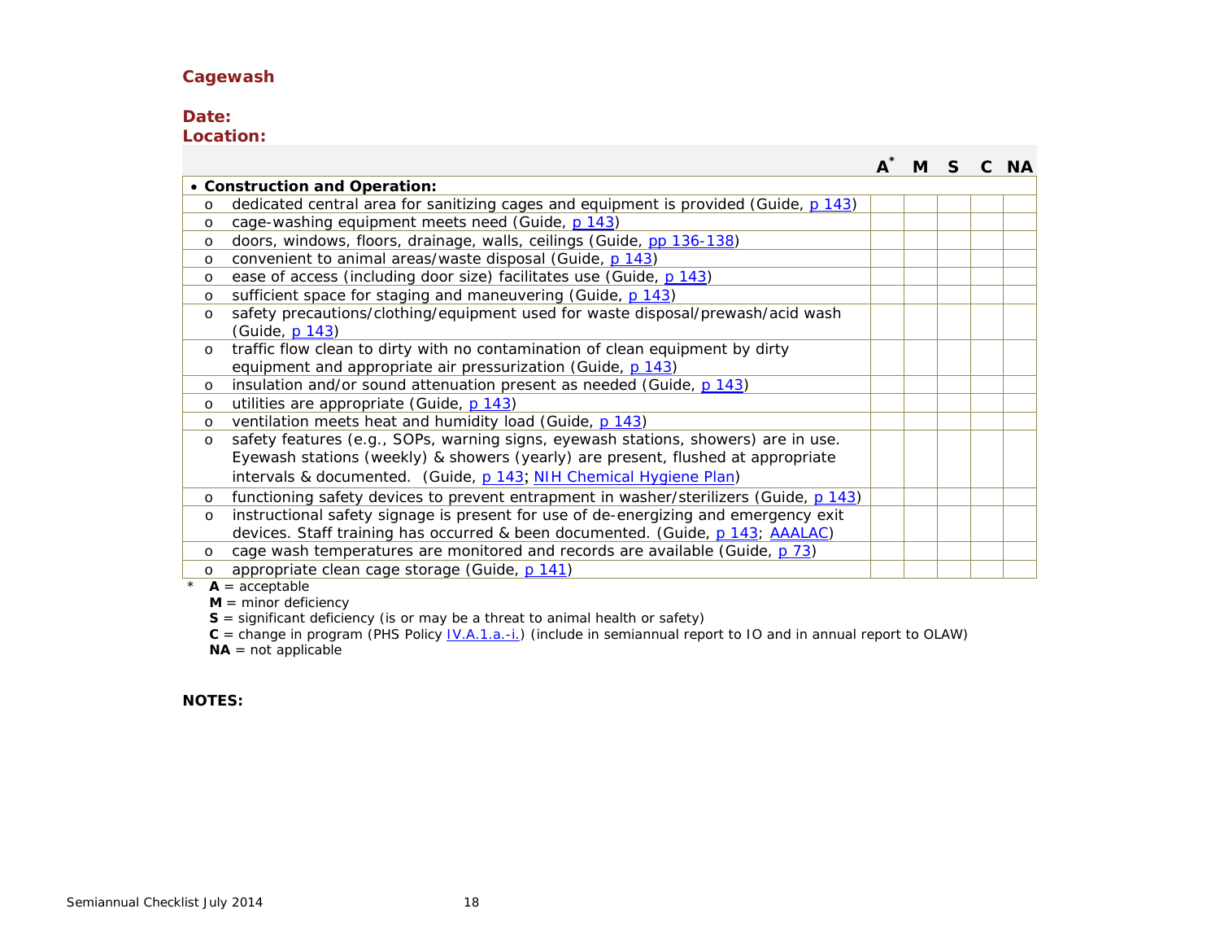## Cagewash

**Date:**
**Location:**

| | A* | M | S | C | NA |
|---|---|---|---|---|---|
| • **Construction and Operation:** | | | | | |
| o dedicated central area for sanitizing cages and equipment is provided (Guide, p 143) | | | | | |
| o cage-washing equipment meets need (Guide, p 143) | | | | | |
| o doors, windows, floors, drainage, walls, ceilings (Guide, pp 136-138) | | | | | |
| o convenient to animal areas/waste disposal (Guide, p 143) | | | | | |
| o ease of access (including door size) facilitates use (Guide, p 143) | | | | | |
| o sufficient space for staging and maneuvering (Guide, p 143) | | | | | |
| o safety precautions/clothing/equipment used for waste disposal/prewash/acid wash (Guide, p 143) | | | | | |
| o traffic flow clean to dirty with no contamination of clean equipment by dirty equipment and appropriate air pressurization (Guide, p 143) | | | | | |
| o insulation and/or sound attenuation present as needed (Guide, p 143) | | | | | |
| o utilities are appropriate (Guide, p 143) | | | | | |
| o ventilation meets heat and humidity load (Guide, p 143) | | | | | |
| o safety features (e.g., SOPs, warning signs, eyewash stations, showers) are in use. Eyewash stations (weekly) & showers (yearly) are present, flushed at appropriate intervals & documented. (Guide, p 143; NIH Chemical Hygiene Plan) | | | | | |
| o functioning safety devices to prevent entrapment in washer/sterilizers (Guide, p 143) | | | | | |
| o instructional safety signage is present for use of de-energizing and emergency exit devices. Staff training has occurred & been documented. (Guide, p 143; AAALAC) | | | | | |
| o cage wash temperatures are monitored and records are available (Guide, p 73) | | | | | |
| o appropriate clean cage storage (Guide, p 141) | | | | | |

\* **A** = acceptable
**M** = minor deficiency
**S** = significant deficiency (is or may be a threat to animal health or safety)
**C** = change in program (PHS Policy IV.A.1.a.-i.) (include in semiannual report to IO and in annual report to OLAW)
**NA** = not applicable

**NOTES:**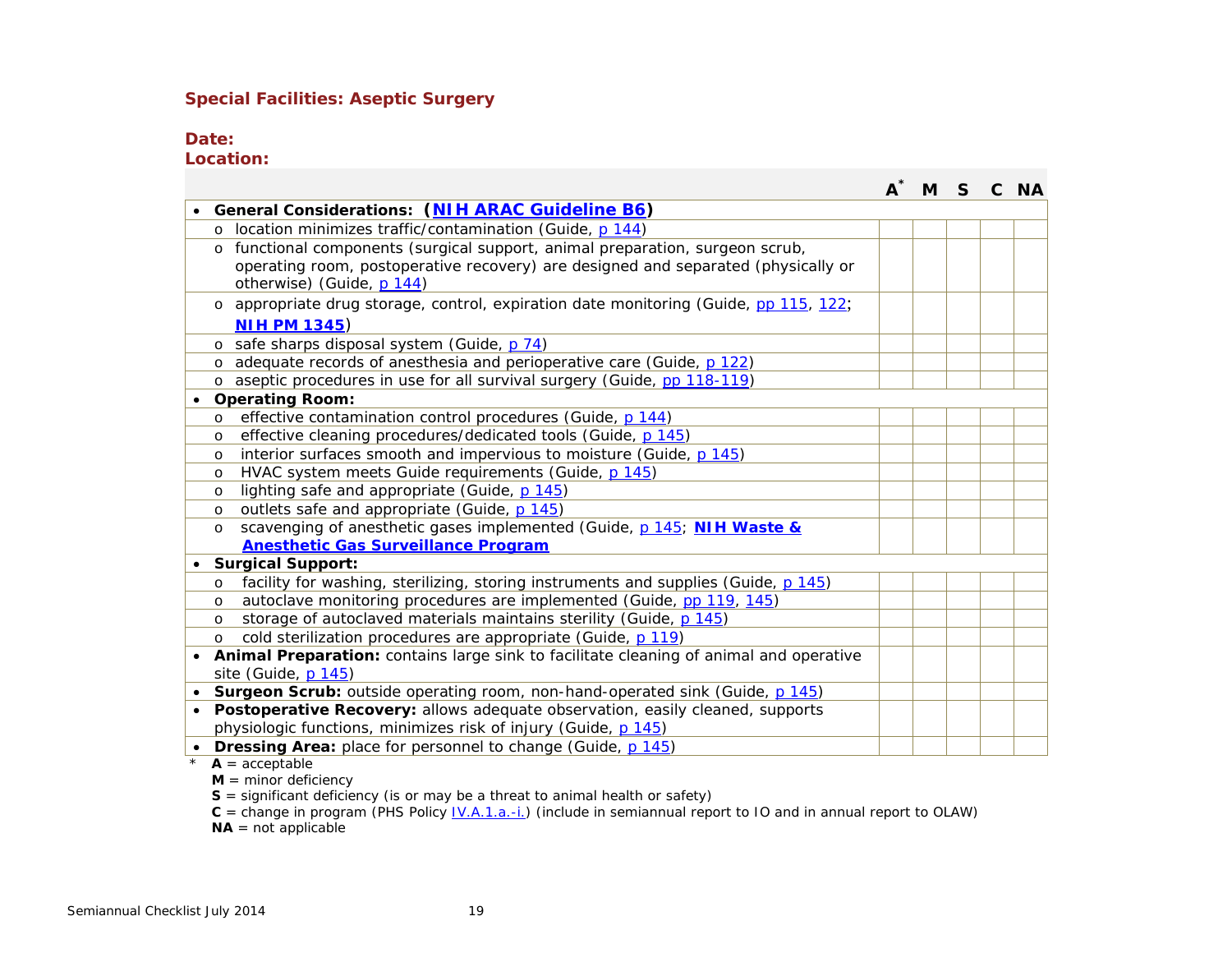## Special Facilities: Aseptic Surgery

**Date:**
**Location:**

| | A* | M | S | C | NA |
|---|---|---|---|---|---|
| • **General Considerations: (NIH ARAC Guideline B6)** | | | | | |
| o location minimizes traffic/contamination (Guide, p 144) | | | | | |
| o functional components (surgical support, animal preparation, surgeon scrub, operating room, postoperative recovery) are designed and separated (physically or otherwise) (Guide, p 144) | | | | | |
| o appropriate drug storage, control, expiration date monitoring (Guide, pp 115, 122; **NIH PM 1345**) | | | | | |
| o safe sharps disposal system (Guide, p 74) | | | | | |
| o adequate records of anesthesia and perioperative care (Guide, p 122) | | | | | |
| o aseptic procedures in use for all survival surgery (Guide, pp 118-119) | | | | | |
| • **Operating Room:** | | | | | |
| o effective contamination control procedures (Guide, p 144) | | | | | |
| o effective cleaning procedures/dedicated tools (Guide, p 145) | | | | | |
| o interior surfaces smooth and impervious to moisture (Guide, p 145) | | | | | |
| o HVAC system meets Guide requirements (Guide, p 145) | | | | | |
| o lighting safe and appropriate (Guide, p 145) | | | | | |
| o outlets safe and appropriate (Guide, p 145) | | | | | |
| o scavenging of anesthetic gases implemented (Guide, p 145; **NIH Waste & Anesthetic Gas Surveillance Program**) | | | | | |
| • **Surgical Support:** | | | | | |
| o facility for washing, sterilizing, storing instruments and supplies (Guide, p 145) | | | | | |
| o autoclave monitoring procedures are implemented (Guide, pp 119, 145) | | | | | |
| o storage of autoclaved materials maintains sterility (Guide, p 145) | | | | | |
| o cold sterilization procedures are appropriate (Guide, p 119) | | | | | |
| • **Animal Preparation:** contains large sink to facilitate cleaning of animal and operative site (Guide, p 145) | | | | | |
| • **Surgeon Scrub:** outside operating room, non-hand-operated sink (Guide, p 145) | | | | | |
| • **Postoperative Recovery:** allows adequate observation, easily cleaned, supports physiologic functions, minimizes risk of injury (Guide, p 145) | | | | | |
| • **Dressing Area:** place for personnel to change (Guide, p 145) | | | | | |

\* **A** = acceptable
**M** = minor deficiency
**S** = significant deficiency (is or may be a threat to animal health or safety)
**C** = change in program (PHS Policy IV.A.1.a.-i.) (include in semiannual report to IO and in annual report to OLAW)
**NA** = not applicable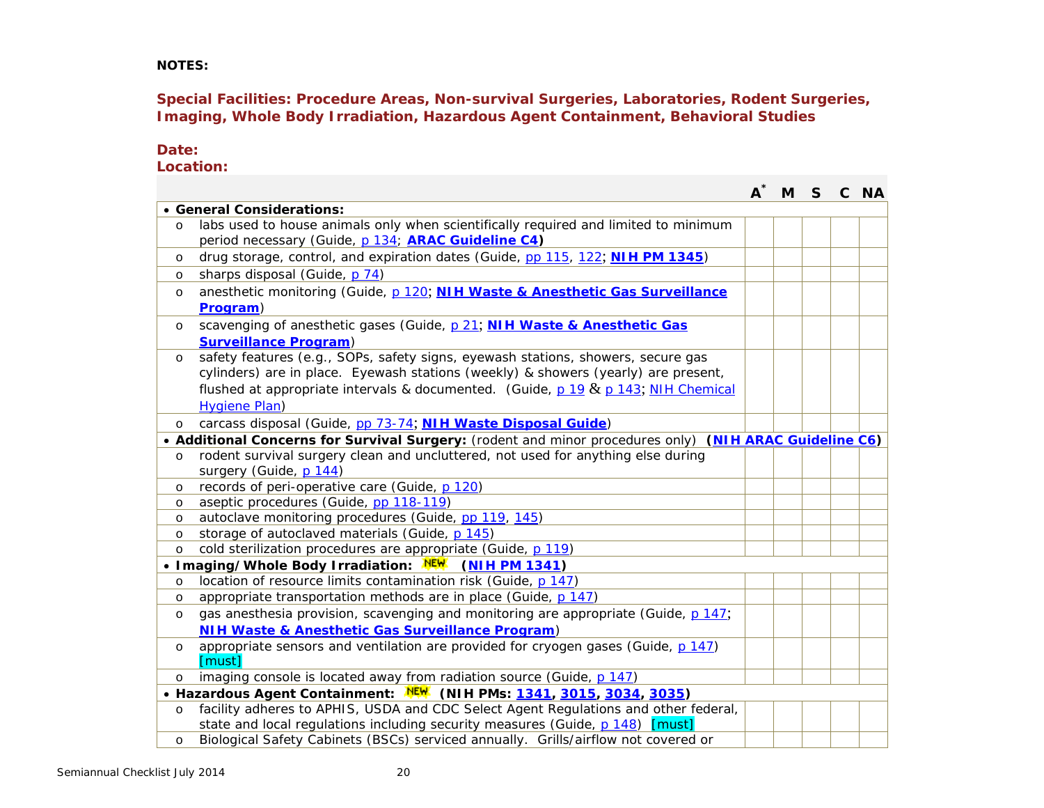**NOTES:**

## Special Facilities: Procedure Areas, Non-survival Surgeries, Laboratories, Rodent Surgeries, Imaging, Whole Body Irradiation, Hazardous Agent Containment, Behavioral Studies

**Date:**
**Location:**

| | A* | M | S | C | NA |
|---|---|---|---|---|---|
| • **General Considerations:** | | | | | |
| o labs used to house animals only when scientifically required and limited to minimum period necessary (Guide, p 134; **ARAC Guideline C4)** | | | | | |
| o drug storage, control, and expiration dates (Guide, pp 115, 122; **NIH PM 1345**) | | | | | |
| o sharps disposal (Guide, p 74) | | | | | |
| o anesthetic monitoring (Guide, p 120; **NIH Waste & Anesthetic Gas Surveillance Program**) | | | | | |
| o scavenging of anesthetic gases (Guide, p 21; **NIH Waste & Anesthetic Gas Surveillance Program**) | | | | | |
| o safety features (e.g., SOPs, safety signs, eyewash stations, showers, secure gas cylinders) are in place. Eyewash stations (weekly) & showers (yearly) are present, flushed at appropriate intervals & documented. (Guide, p 19 & p 143; NIH Chemical Hygiene Plan) | | | | | |
| o carcass disposal (Guide, pp 73-74; **NIH Waste Disposal Guide**) | | | | | |
| • **Additional Concerns for Survival Surgery:** (rodent and minor procedures only) **(NIH ARAC Guideline C6)** | | | | | |
| o rodent survival surgery clean and uncluttered, not used for anything else during surgery (Guide, p 144) | | | | | |
| o records of peri-operative care (Guide, p 120) | | | | | |
| o aseptic procedures (Guide, pp 118-119) | | | | | |
| o autoclave monitoring procedures (Guide, pp 119, 145) | | | | | |
| o storage of autoclaved materials (Guide, p 145) | | | | | |
| o cold sterilization procedures are appropriate (Guide, p 119) | | | | | |
| • **Imaging/Whole Body Irradiation:** NEW **(NIH PM 1341)** | | | | | |
| o location of resource limits contamination risk (Guide, p 147) | | | | | |
| o appropriate transportation methods are in place (Guide, p 147) | | | | | |
| o gas anesthesia provision, scavenging and monitoring are appropriate (Guide, p 147; **NIH Waste & Anesthetic Gas Surveillance Program**) | | | | | |
| o appropriate sensors and ventilation are provided for cryogen gases (Guide, p 147) [must] | | | | | |
| o imaging console is located away from radiation source (Guide, p 147) | | | | | |
| • **Hazardous Agent Containment:** NEW **(NIH PMs: 1341, 3015, 3034, 3035)** | | | | | |
| o facility adheres to APHIS, USDA and CDC Select Agent Regulations and other federal, state and local regulations including security measures (Guide, p 148) [must] | | | | | |
| o Biological Safety Cabinets (BSCs) serviced annually. Grills/airflow not covered or | | | | | |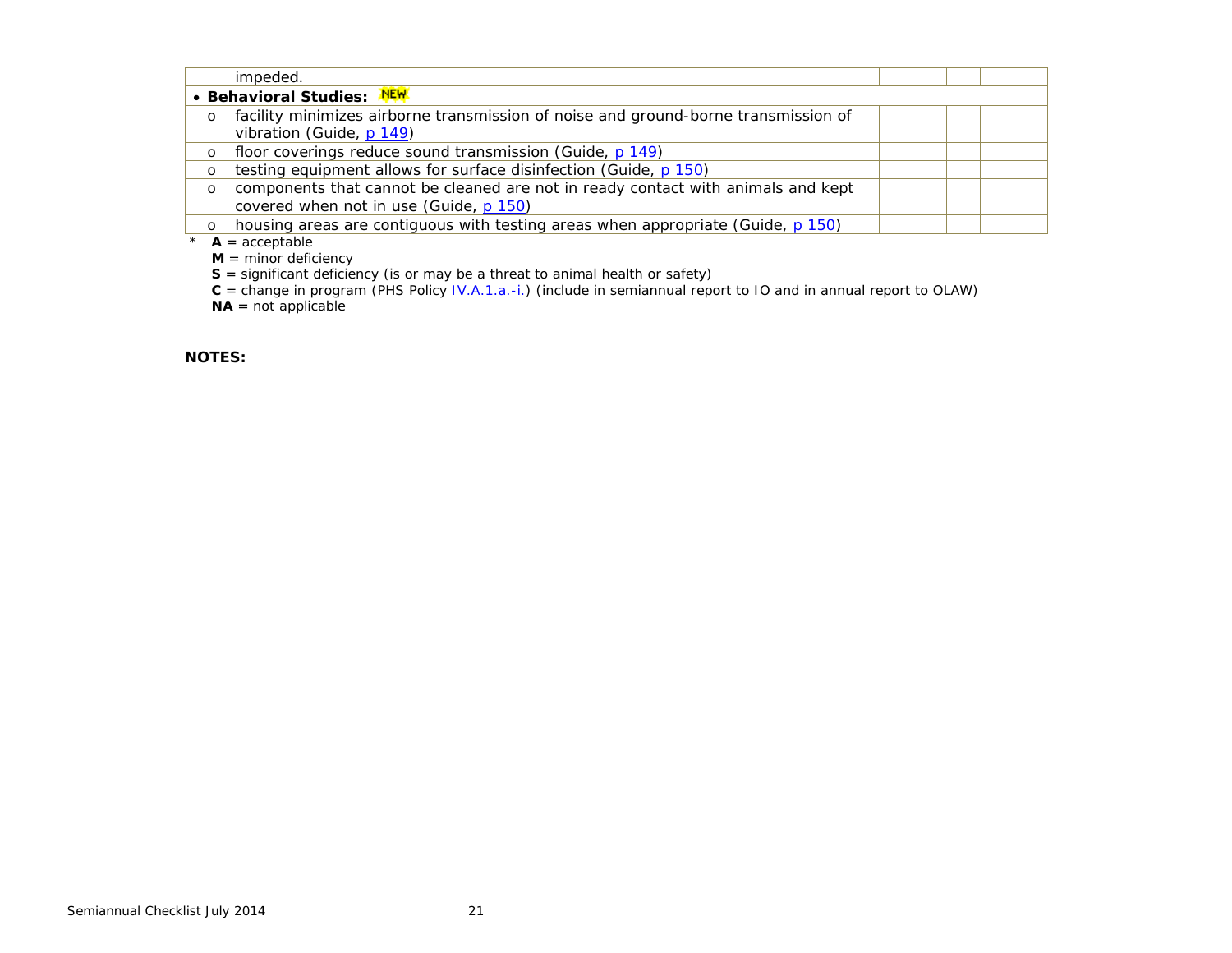| | | | | | |
|---|---|---|---|---|---|
| impeded. | | | | | |
| • **Behavioral Studies:** NEW | | | | | |
| o facility minimizes airborne transmission of noise and ground-borne transmission of vibration (Guide, p 149) | | | | | |
| o floor coverings reduce sound transmission (Guide, p 149) | | | | | |
| o testing equipment allows for surface disinfection (Guide, p 150) | | | | | |
| o components that cannot be cleaned are not in ready contact with animals and kept covered when not in use (Guide, p 150) | | | | | |
| o housing areas are contiguous with testing areas when appropriate (Guide, p 150) | | | | | |

\* **A** = acceptable
**M** = minor deficiency
**S** = significant deficiency (is or may be a threat to animal health or safety)
**C** = change in program (PHS Policy IV.A.1.a.-i.) (include in semiannual report to IO and in annual report to OLAW)
**NA** = not applicable

**NOTES:**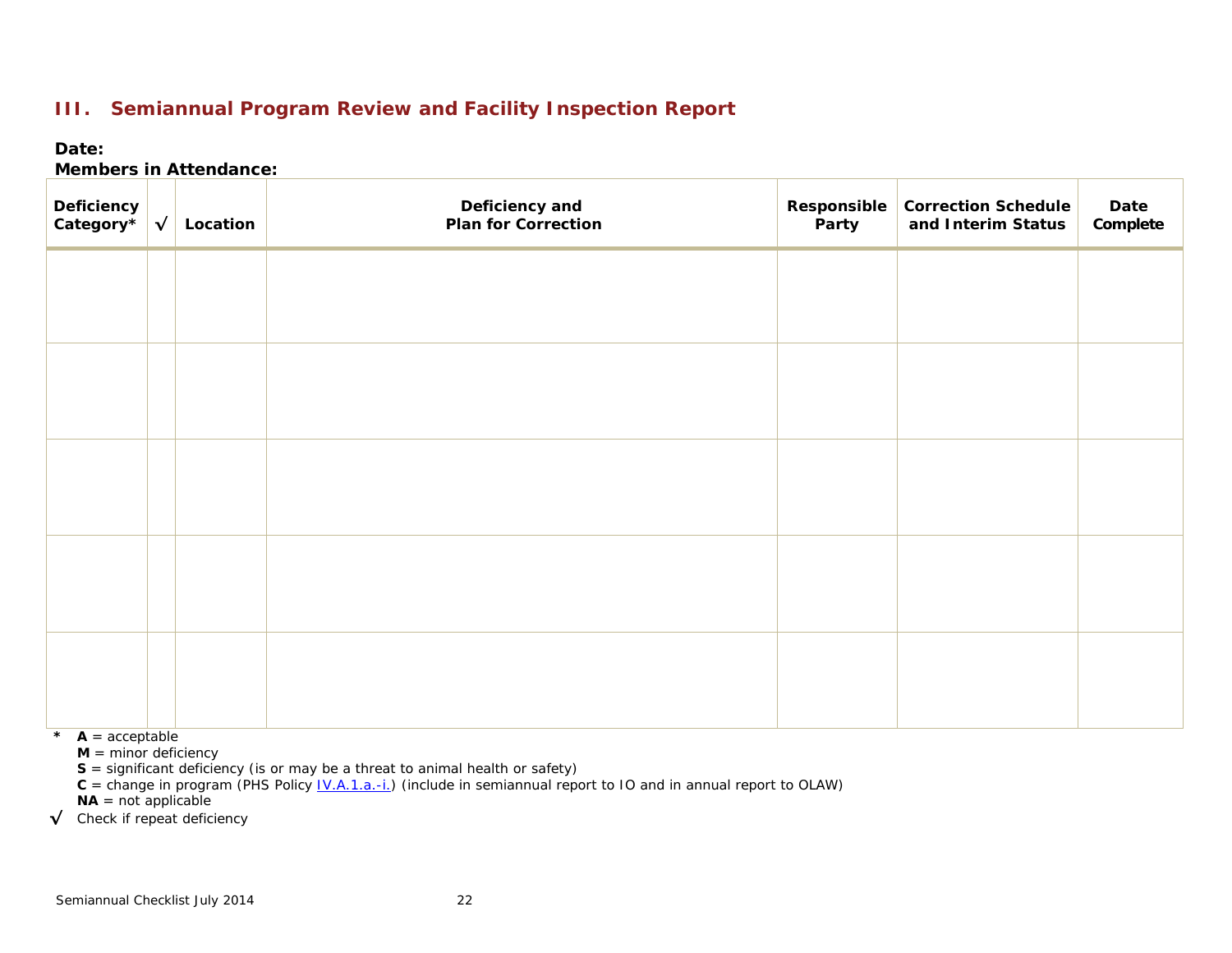## III. Semiannual Program Review and Facility Inspection Report

**Date:**
**Members in Attendance:**

| Deficiency Category* | √ | Location | Deficiency and Plan for Correction | Responsible Party | Correction Schedule and Interim Status | Date Complete |
|---|---|---|---|---|---|---|
| | | | | | | |
| | | | | | | |
| | | | | | | |
| | | | | | | |
| | | | | | | |

\* **A** = acceptable
**M** = minor deficiency
**S** = significant deficiency (is or may be a threat to animal health or safety)
**C** = change in program (PHS Policy IV.A.1.a.-i.) (include in semiannual report to IO and in annual report to OLAW)
**NA** = not applicable

√ Check if repeat deficiency

Semiannual Checklist July 2014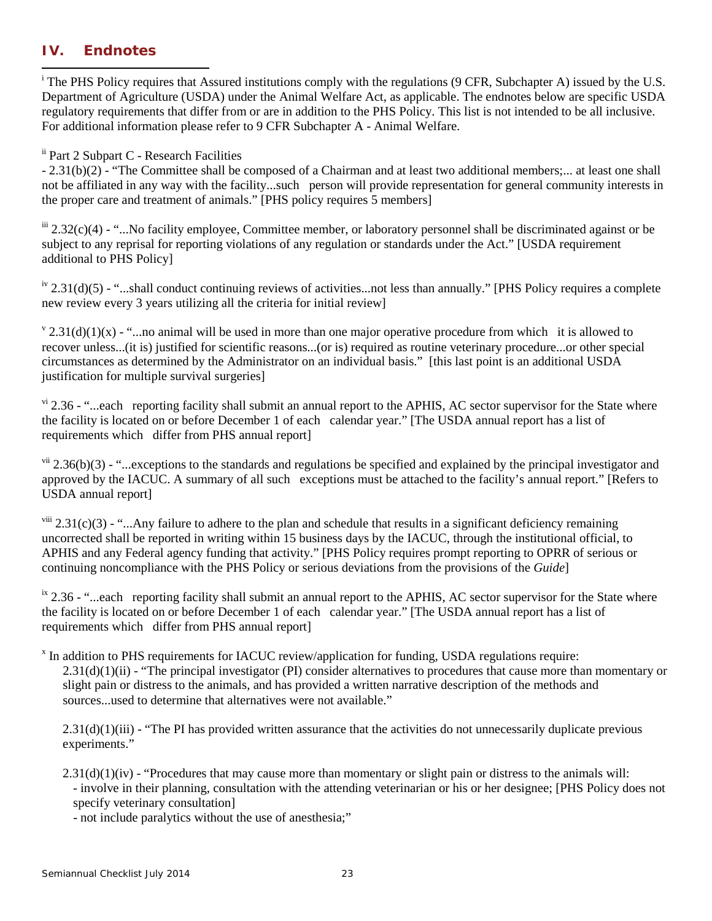## IV. Endnotes

---

[i] The PHS Policy requires that Assured institutions comply with the regulations (9 CFR, Subchapter A) issued by the U.S. Department of Agriculture (USDA) under the Animal Welfare Act, as applicable. The endnotes below are specific USDA regulatory requirements that differ from or are in addition to the PHS Policy. This list is not intended to be all inclusive. For additional information please refer to 9 CFR Subchapter A - Animal Welfare.

[ii] Part 2 Subpart C - Research Facilities
- 2.31(b)(2) - "The Committee shall be composed of a Chairman and at least two additional members;... at least one shall not be affiliated in any way with the facility...such person will provide representation for general community interests in the proper care and treatment of animals." [PHS policy requires 5 members]

[iii] 2.32(c)(4) - "...No facility employee, Committee member, or laboratory personnel shall be discriminated against or be subject to any reprisal for reporting violations of any regulation or standards under the Act." [USDA requirement additional to PHS Policy]

[iv] 2.31(d)(5) - "...shall conduct continuing reviews of activities...not less than annually." [PHS Policy requires a complete new review every 3 years utilizing all the criteria for initial review]

[v] 2.31(d)(1)(x) - "...no animal will be used in more than one major operative procedure from which it is allowed to recover unless...(it is) justified for scientific reasons...(or is) required as routine veterinary procedure...or other special circumstances as determined by the Administrator on an individual basis." [this last point is an additional USDA justification for multiple survival surgeries]

[vi] 2.36 - "...each reporting facility shall submit an annual report to the APHIS, AC sector supervisor for the State where the facility is located on or before December 1 of each calendar year." [The USDA annual report has a list of requirements which differ from PHS annual report]

[vii] 2.36(b)(3) - "...exceptions to the standards and regulations be specified and explained by the principal investigator and approved by the IACUC. A summary of all such exceptions must be attached to the facility's annual report." [Refers to USDA annual report]

[viii] 2.31(c)(3) - "...Any failure to adhere to the plan and schedule that results in a significant deficiency remaining uncorrected shall be reported in writing within 15 business days by the IACUC, through the institutional official, to APHIS and any Federal agency funding that activity." [PHS Policy requires prompt reporting to OPRR of serious or continuing noncompliance with the PHS Policy or serious deviations from the provisions of the *Guide*]

[ix] 2.36 - "...each reporting facility shall submit an annual report to the APHIS, AC sector supervisor for the State where the facility is located on or before December 1 of each calendar year." [The USDA annual report has a list of requirements which differ from PHS annual report]

[x] In addition to PHS requirements for IACUC review/application for funding, USDA regulations require:

2.31(d)(1)(ii) - "The principal investigator (PI) consider alternatives to procedures that cause more than momentary or slight pain or distress to the animals, and has provided a written narrative description of the methods and sources...used to determine that alternatives were not available."

2.31(d)(1)(iii) - "The PI has provided written assurance that the activities do not unnecessarily duplicate previous experiments."

2.31(d)(1)(iv) - "Procedures that may cause more than momentary or slight pain or distress to the animals will:
- involve in their planning, consultation with the attending veterinarian or his or her designee; [PHS Policy does not specify veterinary consultation]
- not include paralytics without the use of anesthesia;"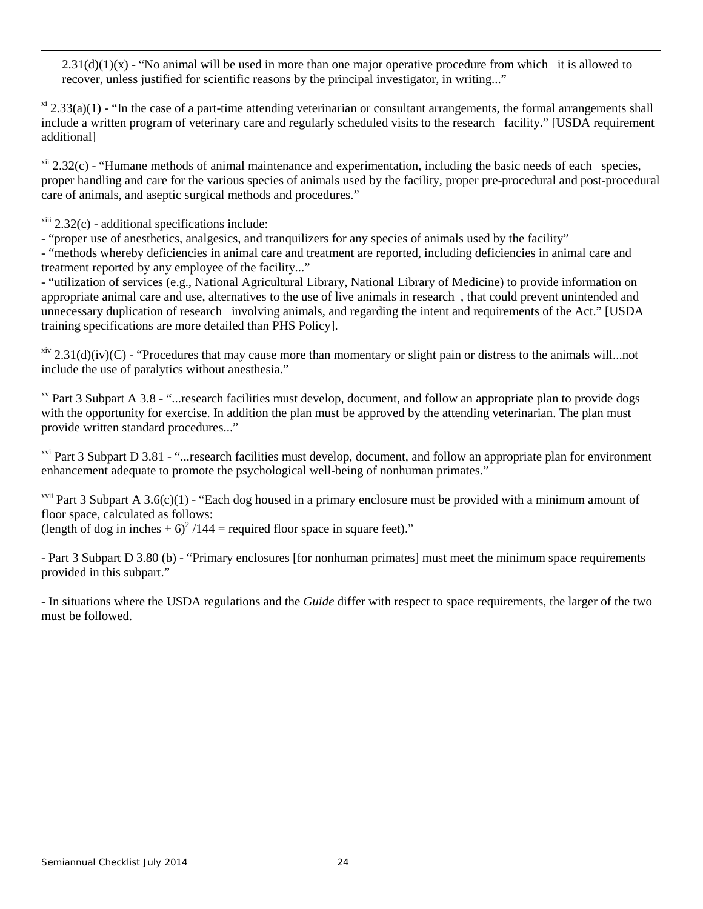2.31(d)(1)(x) - "No animal will be used in more than one major operative procedure from which it is allowed to recover, unless justified for scientific reasons by the principal investigator, in writing..."

[xi] 2.33(a)(1) - "In the case of a part-time attending veterinarian or consultant arrangements, the formal arrangements shall include a written program of veterinary care and regularly scheduled visits to the research facility." [USDA requirement additional]

[xii] 2.32(c) - "Humane methods of animal maintenance and experimentation, including the basic needs of each species, proper handling and care for the various species of animals used by the facility, proper pre-procedural and post-procedural care of animals, and aseptic surgical methods and procedures."

[xiii] 2.32(c) - additional specifications include:

- "proper use of anesthetics, analgesics, and tranquilizers for any species of animals used by the facility"
- "methods whereby deficiencies in animal care and treatment are reported, including deficiencies in animal care and treatment reported by any employee of the facility..."
- "utilization of services (e.g., National Agricultural Library, National Library of Medicine) to provide information on appropriate animal care and use, alternatives to the use of live animals in research , that could prevent unintended and unnecessary duplication of research involving animals, and regarding the intent and requirements of the Act." [USDA training specifications are more detailed than PHS Policy].

[xiv] 2.31(d)(iv)(C) - "Procedures that may cause more than momentary or slight pain or distress to the animals will...not include the use of paralytics without anesthesia."

[xv] Part 3 Subpart A 3.8 - "...research facilities must develop, document, and follow an appropriate plan to provide dogs with the opportunity for exercise. In addition the plan must be approved by the attending veterinarian. The plan must provide written standard procedures..."

[xvi] Part 3 Subpart D 3.81 - "...research facilities must develop, document, and follow an appropriate plan for environment enhancement adequate to promote the psychological well-being of nonhuman primates."

[xvii] Part 3 Subpart A 3.6(c)(1) - "Each dog housed in a primary enclosure must be provided with a minimum amount of floor space, calculated as follows:
(length of dog in inches + $6)^2$ /144 = required floor space in square feet)."

- Part 3 Subpart D 3.80 (b) - "Primary enclosures [for nonhuman primates] must meet the minimum space requirements provided in this subpart."

- In situations where the USDA regulations and the *Guide* differ with respect to space requirements, the larger of the two must be followed.